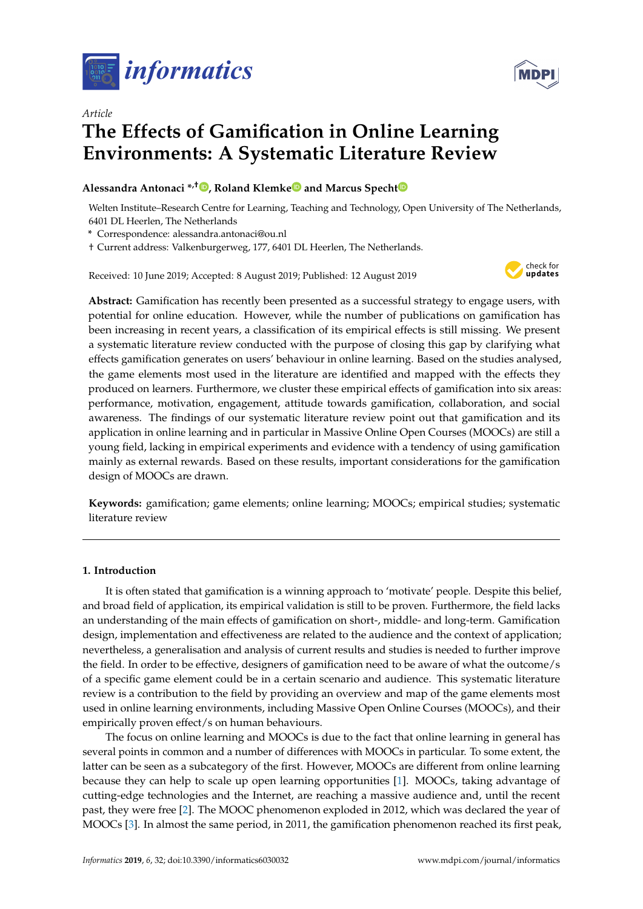*Article*

# The Effects of Gamification in Online Learning Environments: A Systematic Literature Review

**Alessandra Antonaci *,†, Roland Klemke and Marcus Specht**

Welten Institute–Research Centre for Learning, Teaching and Technology, Open University of The Netherlands, 6401 DL Heerlen, The Netherlands

\* Correspondence: alessandra.antonaci@ou.nl

† Current address: Valkenburgerweg, 177, 6401 DL Heerlen, The Netherlands.

Received: 10 June 2019; Accepted: 8 August 2019; Published: 12 August 2019

**Abstract:** Gamification has recently been presented as a successful strategy to engage users, with potential for online education. However, while the number of publications on gamification has been increasing in recent years, a classification of its empirical effects is still missing. We present a systematic literature review conducted with the purpose of closing this gap by clarifying what effects gamification generates on users' behaviour in online learning. Based on the studies analysed, the game elements most used in the literature are identified and mapped with the effects they produced on learners. Furthermore, we cluster these empirical effects of gamification into six areas: performance, motivation, engagement, attitude towards gamification, collaboration, and social awareness. The findings of our systematic literature review point out that gamification and its application in online learning and in particular in Massive Online Open Courses (MOOCs) are still a young field, lacking in empirical experiments and evidence with a tendency of using gamification mainly as external rewards. Based on these results, important considerations for the gamification design of MOOCs are drawn.

**Keywords:** gamification; game elements; online learning; MOOCs; empirical studies; systematic literature review

## 1. Introduction

It is often stated that gamification is a winning approach to 'motivate' people. Despite this belief, and broad field of application, its empirical validation is still to be proven. Furthermore, the field lacks an understanding of the main effects of gamification on short-, middle- and long-term. Gamification design, implementation and effectiveness are related to the audience and the context of application; nevertheless, a generalisation and analysis of current results and studies is needed to further improve the field. In order to be effective, designers of gamification need to be aware of what the outcome/s of a specific game element could be in a certain scenario and audience. This systematic literature review is a contribution to the field by providing an overview and map of the game elements most used in online learning environments, including Massive Open Online Courses (MOOCs), and their empirically proven effect/s on human behaviours.

The focus on online learning and MOOCs is due to the fact that online learning in general has several points in common and a number of differences with MOOCs in particular. To some extent, the latter can be seen as a subcategory of the first. However, MOOCs are different from online learning because they can help to scale up open learning opportunities [1]. MOOCs, taking advantage of cutting-edge technologies and the Internet, are reaching a massive audience and, until the recent past, they were free [2]. The MOOC phenomenon exploded in 2012, which was declared the year of MOOCs [3]. In almost the same period, in 2011, the gamification phenomenon reached its first peak,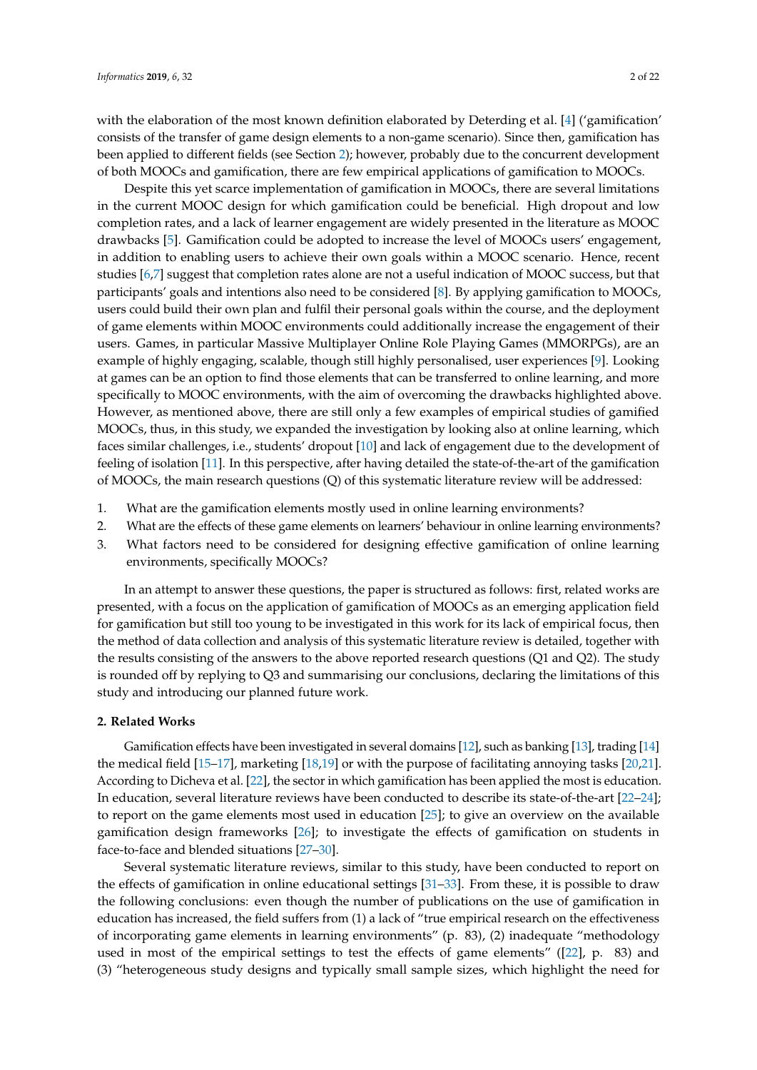with the elaboration of the most known definition elaborated by Deterding et al. [4] ('gamification' consists of the transfer of game design elements to a non-game scenario). Since then, gamification has been applied to different fields (see Section 2); however, probably due to the concurrent development of both MOOCs and gamification, there are few empirical applications of gamification to MOOCs.

Despite this yet scarce implementation of gamification in MOOCs, there are several limitations in the current MOOC design for which gamification could be beneficial. High dropout and low completion rates, and a lack of learner engagement are widely presented in the literature as MOOC drawbacks [5]. Gamification could be adopted to increase the level of MOOCs users' engagement, in addition to enabling users to achieve their own goals within a MOOC scenario. Hence, recent studies [6,7] suggest that completion rates alone are not a useful indication of MOOC success, but that participants' goals and intentions also need to be considered [8]. By applying gamification to MOOCs, users could build their own plan and fulfil their personal goals within the course, and the deployment of game elements within MOOC environments could additionally increase the engagement of their users. Games, in particular Massive Multiplayer Online Role Playing Games (MMORPGs), are an example of highly engaging, scalable, though still highly personalised, user experiences [9]. Looking at games can be an option to find those elements that can be transferred to online learning, and more specifically to MOOC environments, with the aim of overcoming the drawbacks highlighted above. However, as mentioned above, there are still only a few examples of empirical studies of gamified MOOCs, thus, in this study, we expanded the investigation by looking also at online learning, which faces similar challenges, i.e., students' dropout [10] and lack of engagement due to the development of feeling of isolation [11]. In this perspective, after having detailed the state-of-the-art of the gamification of MOOCs, the main research questions (Q) of this systematic literature review will be addressed:

1. What are the gamification elements mostly used in online learning environments?
2. What are the effects of these game elements on learners' behaviour in online learning environments?
3. What factors need to be considered for designing effective gamification of online learning environments, specifically MOOCs?

In an attempt to answer these questions, the paper is structured as follows: first, related works are presented, with a focus on the application of gamification of MOOCs as an emerging application field for gamification but still too young to be investigated in this work for its lack of empirical focus, then the method of data collection and analysis of this systematic literature review is detailed, together with the results consisting of the answers to the above reported research questions (Q1 and Q2). The study is rounded off by replying to Q3 and summarising our conclusions, declaring the limitations of this study and introducing our planned future work.

## 2. Related Works

Gamification effects have been investigated in several domains [12], such as banking [13], trading [14] the medical field [15–17], marketing [18,19] or with the purpose of facilitating annoying tasks [20,21]. According to Dicheva et al. [22], the sector in which gamification has been applied the most is education. In education, several literature reviews have been conducted to describe its state-of-the-art [22–24]; to report on the game elements most used in education [25]; to give an overview on the available gamification design frameworks [26]; to investigate the effects of gamification on students in face-to-face and blended situations [27–30].

Several systematic literature reviews, similar to this study, have been conducted to report on the effects of gamification in online educational settings [31–33]. From these, it is possible to draw the following conclusions: even though the number of publications on the use of gamification in education has increased, the field suffers from (1) a lack of "true empirical research on the effectiveness of incorporating game elements in learning environments" (p. 83), (2) inadequate "methodology used in most of the empirical settings to test the effects of game elements" ([22], p. 83) and (3) "heterogeneous study designs and typically small sample sizes, which highlight the need for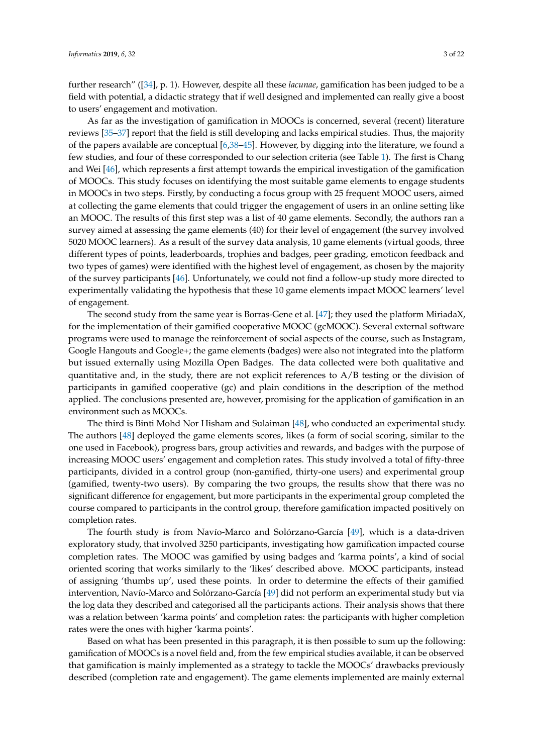further research" ([34], p. 1). However, despite all these *lacunae*, gamification has been judged to be a field with potential, a didactic strategy that if well designed and implemented can really give a boost to users' engagement and motivation.

As far as the investigation of gamification in MOOCs is concerned, several (recent) literature reviews [35–37] report that the field is still developing and lacks empirical studies. Thus, the majority of the papers available are conceptual [6,38–45]. However, by digging into the literature, we found a few studies, and four of these corresponded to our selection criteria (see Table 1). The first is Chang and Wei [46], which represents a first attempt towards the empirical investigation of the gamification of MOOCs. This study focuses on identifying the most suitable game elements to engage students in MOOCs in two steps. Firstly, by conducting a focus group with 25 frequent MOOC users, aimed at collecting the game elements that could trigger the engagement of users in an online setting like an MOOC. The results of this first step was a list of 40 game elements. Secondly, the authors ran a survey aimed at assessing the game elements (40) for their level of engagement (the survey involved 5020 MOOC learners). As a result of the survey data analysis, 10 game elements (virtual goods, three different types of points, leaderboards, trophies and badges, peer grading, emoticon feedback and two types of games) were identified with the highest level of engagement, as chosen by the majority of the survey participants [46]. Unfortunately, we could not find a follow-up study more directed to experimentally validating the hypothesis that these 10 game elements impact MOOC learners' level of engagement.

The second study from the same year is Borras-Gene et al. [47]; they used the platform MiriadaX, for the implementation of their gamified cooperative MOOC (gcMOOC). Several external software programs were used to manage the reinforcement of social aspects of the course, such as Instagram, Google Hangouts and Google+; the game elements (badges) were also not integrated into the platform but issued externally using Mozilla Open Badges. The data collected were both qualitative and quantitative and, in the study, there are not explicit references to A/B testing or the division of participants in gamified cooperative (gc) and plain conditions in the description of the method applied. The conclusions presented are, however, promising for the application of gamification in an environment such as MOOCs.

The third is Binti Mohd Nor Hisham and Sulaiman [48], who conducted an experimental study. The authors [48] deployed the game elements scores, likes (a form of social scoring, similar to the one used in Facebook), progress bars, group activities and rewards, and badges with the purpose of increasing MOOC users' engagement and completion rates. This study involved a total of fifty-three participants, divided in a control group (non-gamified, thirty-one users) and experimental group (gamified, twenty-two users). By comparing the two groups, the results show that there was no significant difference for engagement, but more participants in the experimental group completed the course compared to participants in the control group, therefore gamification impacted positively on completion rates.

The fourth study is from Navío-Marco and Solórzano-García [49], which is a data-driven exploratory study, that involved 3250 participants, investigating how gamification impacted course completion rates. The MOOC was gamified by using badges and 'karma points', a kind of social oriented scoring that works similarly to the 'likes' described above. MOOC participants, instead of assigning 'thumbs up', used these points. In order to determine the effects of their gamified intervention, Navío-Marco and Solórzano-García [49] did not perform an experimental study but via the log data they described and categorised all the participants actions. Their analysis shows that there was a relation between 'karma points' and completion rates: the participants with higher completion rates were the ones with higher 'karma points'.

Based on what has been presented in this paragraph, it is then possible to sum up the following: gamification of MOOCs is a novel field and, from the few empirical studies available, it can be observed that gamification is mainly implemented as a strategy to tackle the MOOCs' drawbacks previously described (completion rate and engagement). The game elements implemented are mainly external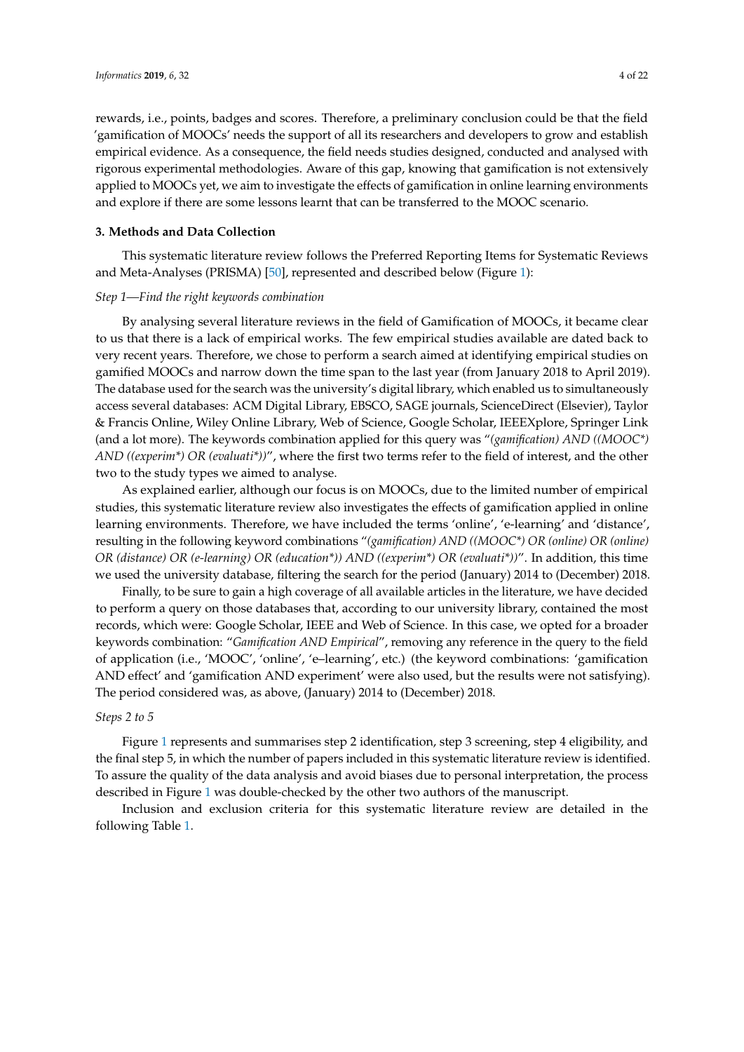rewards, i.e., points, badges and scores. Therefore, a preliminary conclusion could be that the field 'gamification of MOOCs' needs the support of all its researchers and developers to grow and establish empirical evidence. As a consequence, the field needs studies designed, conducted and analysed with rigorous experimental methodologies. Aware of this gap, knowing that gamification is not extensively applied to MOOCs yet, we aim to investigate the effects of gamification in online learning environments and explore if there are some lessons learnt that can be transferred to the MOOC scenario.

## 3. Methods and Data Collection

This systematic literature review follows the Preferred Reporting Items for Systematic Reviews and Meta-Analyses (PRISMA) [50], represented and described below (Figure 1):

*Step 1—Find the right keywords combination*

By analysing several literature reviews in the field of Gamification of MOOCs, it became clear to us that there is a lack of empirical works. The few empirical studies available are dated back to very recent years. Therefore, we chose to perform a search aimed at identifying empirical studies on gamified MOOCs and narrow down the time span to the last year (from January 2018 to April 2019). The database used for the search was the university's digital library, which enabled us to simultaneously access several databases: ACM Digital Library, EBSCO, SAGE journals, ScienceDirect (Elsevier), Taylor & Francis Online, Wiley Online Library, Web of Science, Google Scholar, IEEEXplore, Springer Link (and a lot more). The keywords combination applied for this query was "*(gamification) AND ((MOOC*) AND ((experim*) OR (evaluati*))*", where the first two terms refer to the field of interest, and the other two to the study types we aimed to analyse.

As explained earlier, although our focus is on MOOCs, due to the limited number of empirical studies, this systematic literature review also investigates the effects of gamification applied in online learning environments. Therefore, we have included the terms 'online', 'e-learning' and 'distance', resulting in the following keyword combinations "*(gamification) AND ((MOOC*) OR (online) OR (online) OR (distance) OR (e-learning) OR (education*)) AND ((experim*) OR (evaluati*))*". In addition, this time we used the university database, filtering the search for the period (January) 2014 to (December) 2018.

Finally, to be sure to gain a high coverage of all available articles in the literature, we have decided to perform a query on those databases that, according to our university library, contained the most records, which were: Google Scholar, IEEE and Web of Science. In this case, we opted for a broader keywords combination: "*Gamification AND Empirical*", removing any reference in the query to the field of application (i.e., 'MOOC', 'online', 'e–learning', etc.) (the keyword combinations: 'gamification AND effect' and 'gamification AND experiment' were also used, but the results were not satisfying). The period considered was, as above, (January) 2014 to (December) 2018.

*Steps 2 to 5*

Figure 1 represents and summarises step 2 identification, step 3 screening, step 4 eligibility, and the final step 5, in which the number of papers included in this systematic literature review is identified. To assure the quality of the data analysis and avoid biases due to personal interpretation, the process described in Figure 1 was double-checked by the other two authors of the manuscript.

Inclusion and exclusion criteria for this systematic literature review are detailed in the following Table 1.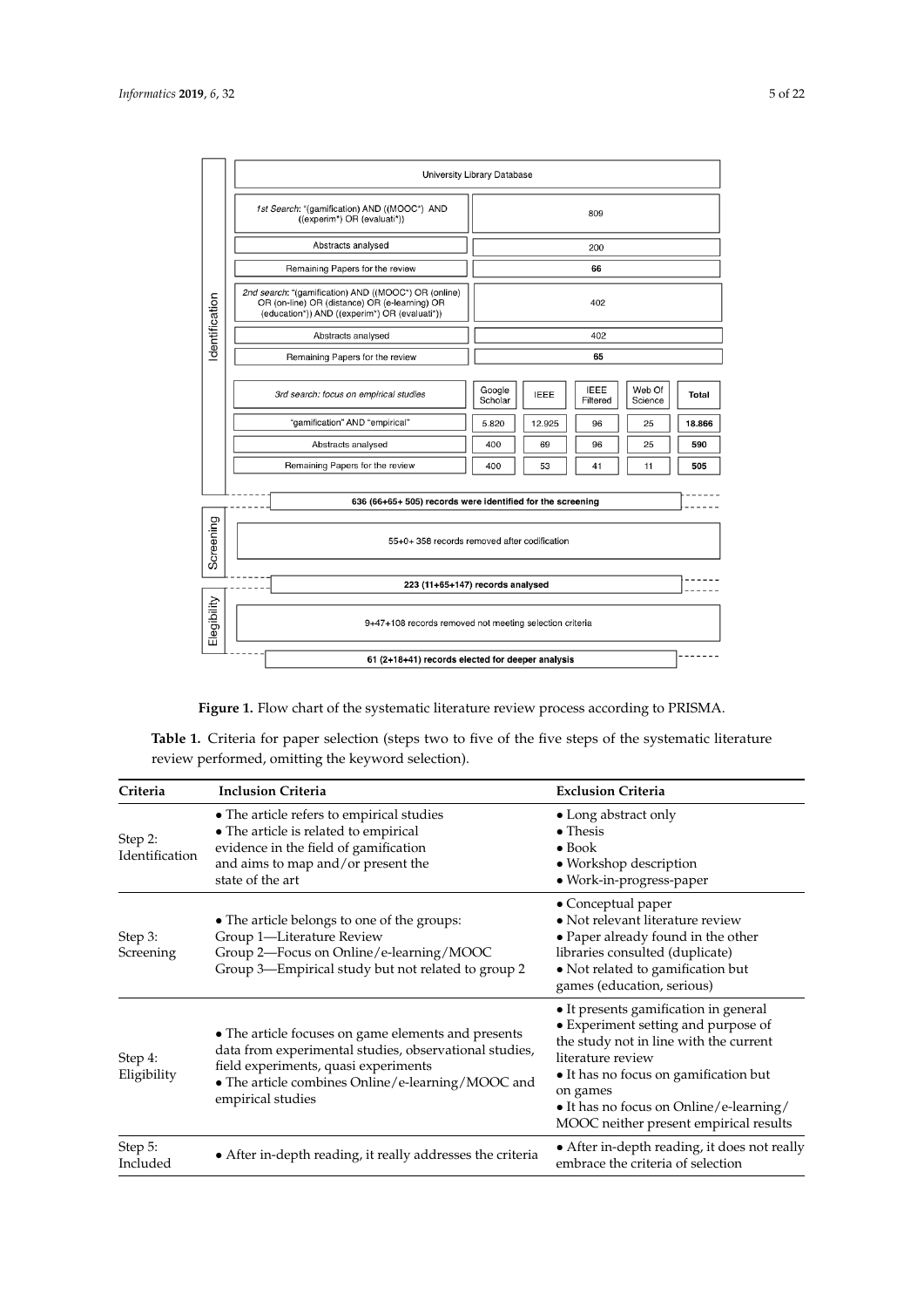University Library Database

| Identification | | | | | |
|---|---|---|---|---|---|
| *1st Search*: "(gamification) AND ((MOOC*) AND ((experim*) OR (evaluati*)) | 809 | | | | |
| Abstracts analysed | 200 | | | | |
| Remaining Papers for the review | **66** | | | | |
| *2nd search*: "(gamification) AND ((MOOC*) OR (online) OR (on-line) OR (distance) OR (e-learning) OR (education*)) AND ((experim*) OR (evaluati*)) | 402 | | | | |
| Abstracts analysed | 402 | | | | |
| Remaining Papers for the review | **65** | | | | |
| *3rd search: focus on empirical studies* | Google Scholar | IEEE | IEEE Filtered | Web Of Science | **Total** |
| "gamification" AND "empirical" | 5.820 | 12.925 | 96 | 25 | **18.866** |
| Abstracts analysed | 400 | 69 | 96 | 25 | **590** |
| Remaining Papers for the review | 400 | 53 | 41 | 11 | **505** |

**636 (66+65+ 505) records were identified for the screening**

Screening: 55+0+ 358 records removed after codification

**223 (11+65+147) records analysed**

Elegibility: 9+47+108 records removed not meeting selection criteria

**61 (2+18+41) records elected for deeper analysis**

**Figure 1.** Flow chart of the systematic literature review process according to PRISMA.

**Table 1.** Criteria for paper selection (steps two to five of the five steps of the systematic literature review performed, omitting the keyword selection).

| Criteria | Inclusion Criteria | Exclusion Criteria |
|---|---|---|
| Step 2: Identification | • The article refers to empirical studies<br>• The article is related to empirical evidence in the field of gamification and aims to map and/or present the state of the art | • Long abstract only<br>• Thesis<br>• Book<br>• Workshop description<br>• Work-in-progress-paper |
| Step 3: Screening | • The article belongs to one of the groups:<br>Group 1—Literature Review<br>Group 2—Focus on Online/e-learning/MOOC<br>Group 3—Empirical study but not related to group 2 | • Conceptual paper<br>• Not relevant literature review<br>• Paper already found in the other libraries consulted (duplicate)<br>• Not related to gamification but games (education, serious) |
| Step 4: Eligibility | • The article focuses on game elements and presents data from experimental studies, observational studies, field experiments, quasi experiments<br>• The article combines Online/e-learning/MOOC and empirical studies | • It presents gamification in general<br>• Experiment setting and purpose of the study not in line with the current literature review<br>• It has no focus on gamification but on games<br>• It has no focus on Online/e-learning/MOOC neither present empirical results |
| Step 5: Included | • After in-depth reading, it really addresses the criteria | • After in-depth reading, it does not really embrace the criteria of selection |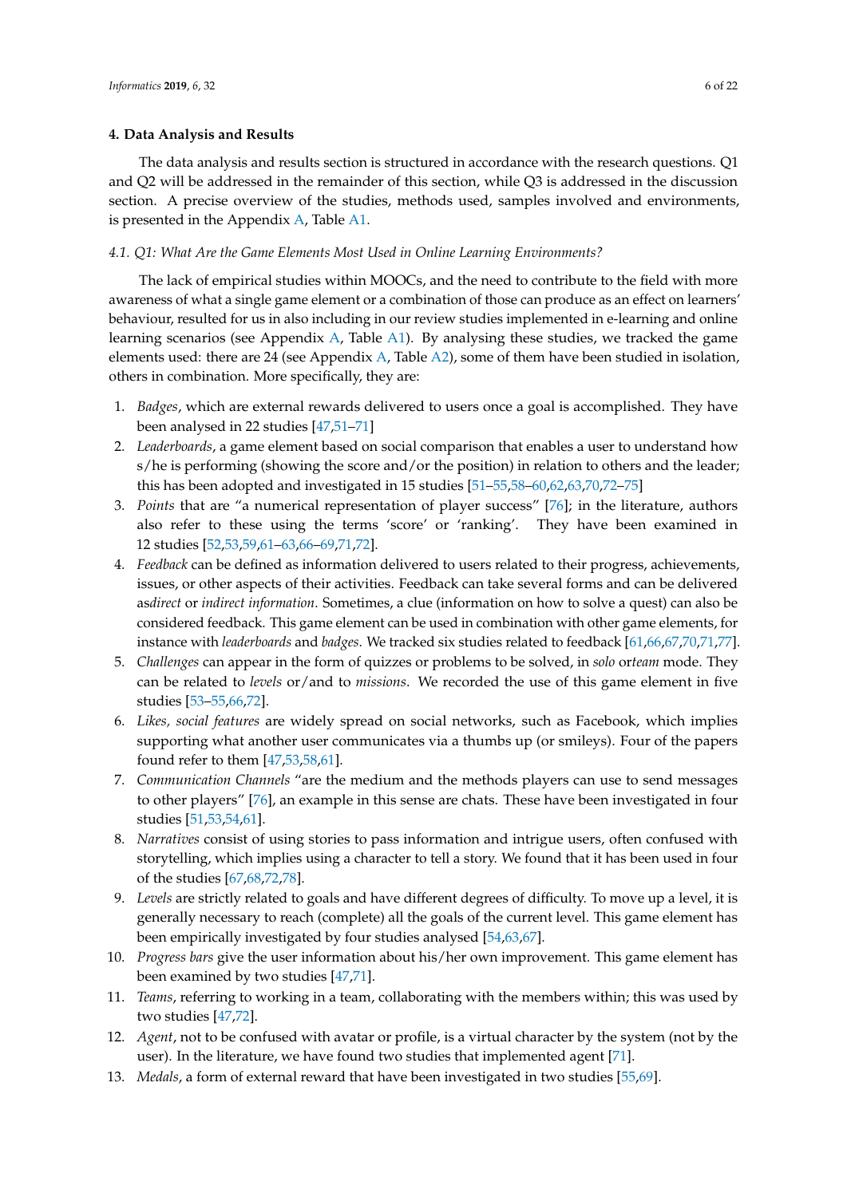## 4. Data Analysis and Results

The data analysis and results section is structured in accordance with the research questions. Q1 and Q2 will be addressed in the remainder of this section, while Q3 is addressed in the discussion section. A precise overview of the studies, methods used, samples involved and environments, is presented in the Appendix A, Table A1.

### 4.1. Q1: What Are the Game Elements Most Used in Online Learning Environments?

The lack of empirical studies within MOOCs, and the need to contribute to the field with more awareness of what a single game element or a combination of those can produce as an effect on learners' behaviour, resulted for us in also including in our review studies implemented in e-learning and online learning scenarios (see Appendix A, Table A1). By analysing these studies, we tracked the game elements used: there are 24 (see Appendix A, Table A2), some of them have been studied in isolation, others in combination. More specifically, they are:

1. *Badges*, which are external rewards delivered to users once a goal is accomplished. They have been analysed in 22 studies [47,51–71]
2. *Leaderboards*, a game element based on social comparison that enables a user to understand how s/he is performing (showing the score and/or the position) in relation to others and the leader; this has been adopted and investigated in 15 studies [51–55,58–60,62,63,70,72–75]
3. *Points* that are "a numerical representation of player success" [76]; in the literature, authors also refer to these using the terms 'score' or 'ranking'. They have been examined in 12 studies [52,53,59,61–63,66–69,71,72].
4. *Feedback* can be defined as information delivered to users related to their progress, achievements, issues, or other aspects of their activities. Feedback can take several forms and can be delivered as*direct* or *indirect information*. Sometimes, a clue (information on how to solve a quest) can also be considered feedback. This game element can be used in combination with other game elements, for instance with *leaderboards* and *badges*. We tracked six studies related to feedback [61,66,67,70,71,77].
5. *Challenges* can appear in the form of quizzes or problems to be solved, in *solo* or*team* mode. They can be related to *levels* or/and to *missions*. We recorded the use of this game element in five studies [53–55,66,72].
6. *Likes, social features* are widely spread on social networks, such as Facebook, which implies supporting what another user communicates via a thumbs up (or smileys). Four of the papers found refer to them [47,53,58,61].
7. *Communication Channels* "are the medium and the methods players can use to send messages to other players" [76], an example in this sense are chats. These have been investigated in four studies [51,53,54,61].
8. *Narratives* consist of using stories to pass information and intrigue users, often confused with storytelling, which implies using a character to tell a story. We found that it has been used in four of the studies [67,68,72,78].
9. *Levels* are strictly related to goals and have different degrees of difficulty. To move up a level, it is generally necessary to reach (complete) all the goals of the current level. This game element has been empirically investigated by four studies analysed [54,63,67].
10. *Progress bars* give the user information about his/her own improvement. This game element has been examined by two studies [47,71].
11. *Teams*, referring to working in a team, collaborating with the members within; this was used by two studies [47,72].
12. *Agent*, not to be confused with avatar or profile, is a virtual character by the system (not by the user). In the literature, we have found two studies that implemented agent [71].
13. *Medals*, a form of external reward that have been investigated in two studies [55,69].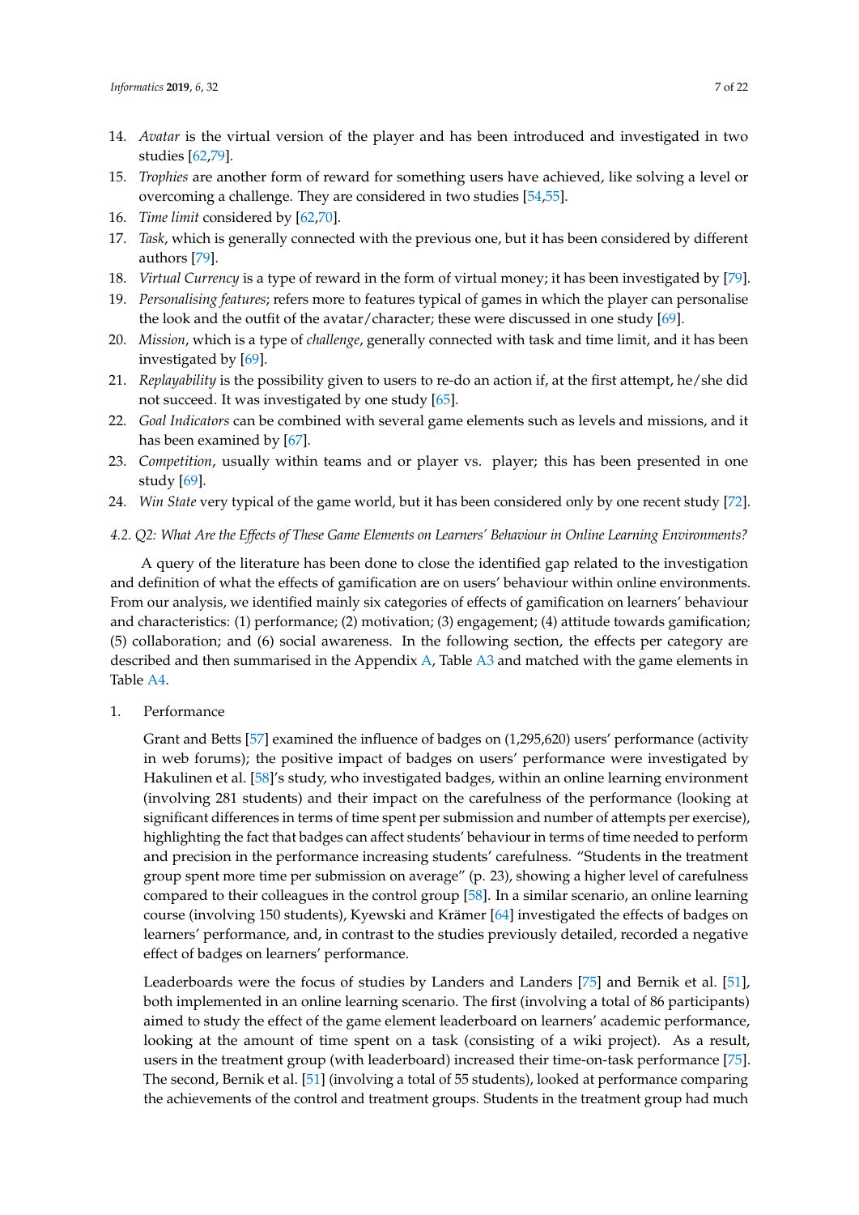14. *Avatar* is the virtual version of the player and has been introduced and investigated in two studies [62,79].
15. *Trophies* are another form of reward for something users have achieved, like solving a level or overcoming a challenge. They are considered in two studies [54,55].
16. *Time limit* considered by [62,70].
17. *Task*, which is generally connected with the previous one, but it has been considered by different authors [79].
18. *Virtual Currency* is a type of reward in the form of virtual money; it has been investigated by [79].
19. *Personalising features*; refers more to features typical of games in which the player can personalise the look and the outfit of the avatar/character; these were discussed in one study [69].
20. *Mission*, which is a type of *challenge*, generally connected with task and time limit, and it has been investigated by [69].
21. *Replayability* is the possibility given to users to re-do an action if, at the first attempt, he/she did not succeed. It was investigated by one study [65].
22. *Goal Indicators* can be combined with several game elements such as levels and missions, and it has been examined by [67].
23. *Competition*, usually within teams and or player vs. player; this has been presented in one study [69].
24. *Win State* very typical of the game world, but it has been considered only by one recent study [72].

### 4.2. Q2: What Are the Effects of These Game Elements on Learners' Behaviour in Online Learning Environments?

A query of the literature has been done to close the identified gap related to the investigation and definition of what the effects of gamification are on users' behaviour within online environments. From our analysis, we identified mainly six categories of effects of gamification on learners' behaviour and characteristics: (1) performance; (2) motivation; (3) engagement; (4) attitude towards gamification; (5) collaboration; and (6) social awareness. In the following section, the effects per category are described and then summarised in the Appendix A, Table A3 and matched with the game elements in Table A4.

1. Performance

   Grant and Betts [57] examined the influence of badges on (1,295,620) users' performance (activity in web forums); the positive impact of badges on users' performance were investigated by Hakulinen et al. [58]'s study, who investigated badges, within an online learning environment (involving 281 students) and their impact on the carefulness of the performance (looking at significant differences in terms of time spent per submission and number of attempts per exercise), highlighting the fact that badges can affect students' behaviour in terms of time needed to perform and precision in the performance increasing students' carefulness. "Students in the treatment group spent more time per submission on average" (p. 23), showing a higher level of carefulness compared to their colleagues in the control group [58]. In a similar scenario, an online learning course (involving 150 students), Kyewski and Krämer [64] investigated the effects of badges on learners' performance, and, in contrast to the studies previously detailed, recorded a negative effect of badges on learners' performance.

   Leaderboards were the focus of studies by Landers and Landers [75] and Bernik et al. [51], both implemented in an online learning scenario. The first (involving a total of 86 participants) aimed to study the effect of the game element leaderboard on learners' academic performance, looking at the amount of time spent on a task (consisting of a wiki project). As a result, users in the treatment group (with leaderboard) increased their time-on-task performance [75]. The second, Bernik et al. [51] (involving a total of 55 students), looked at performance comparing the achievements of the control and treatment groups. Students in the treatment group had much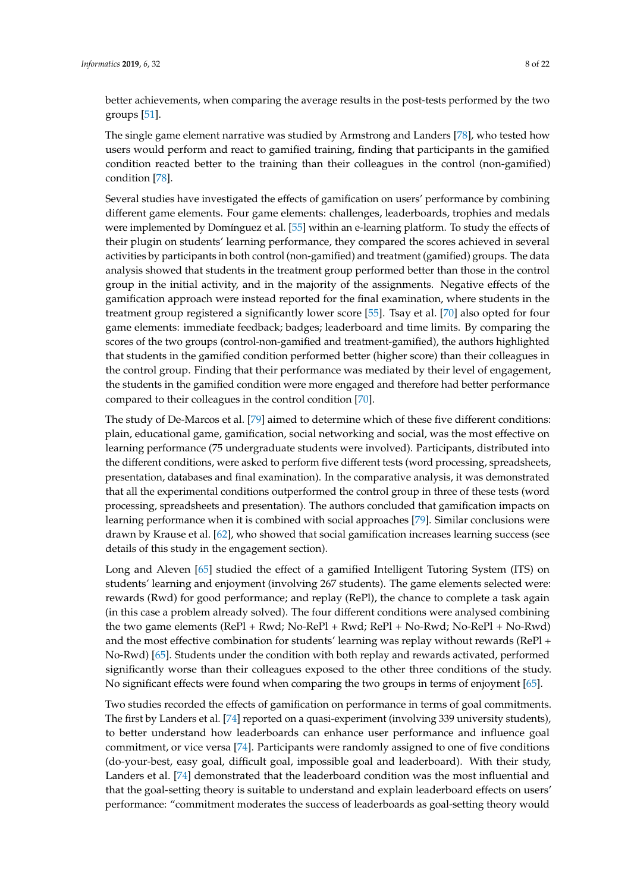better achievements, when comparing the average results in the post-tests performed by the two groups [51].

The single game element narrative was studied by Armstrong and Landers [78], who tested how users would perform and react to gamified training, finding that participants in the gamified condition reacted better to the training than their colleagues in the control (non-gamified) condition [78].

Several studies have investigated the effects of gamification on users' performance by combining different game elements. Four game elements: challenges, leaderboards, trophies and medals were implemented by Domínguez et al. [55] within an e-learning platform. To study the effects of their plugin on students' learning performance, they compared the scores achieved in several activities by participants in both control (non-gamified) and treatment (gamified) groups. The data analysis showed that students in the treatment group performed better than those in the control group in the initial activity, and in the majority of the assignments. Negative effects of the gamification approach were instead reported for the final examination, where students in the treatment group registered a significantly lower score [55]. Tsay et al. [70] also opted for four game elements: immediate feedback; badges; leaderboard and time limits. By comparing the scores of the two groups (control-non-gamified and treatment-gamified), the authors highlighted that students in the gamified condition performed better (higher score) than their colleagues in the control group. Finding that their performance was mediated by their level of engagement, the students in the gamified condition were more engaged and therefore had better performance compared to their colleagues in the control condition [70].

The study of De-Marcos et al. [79] aimed to determine which of these five different conditions: plain, educational game, gamification, social networking and social, was the most effective on learning performance (75 undergraduate students were involved). Participants, distributed into the different conditions, were asked to perform five different tests (word processing, spreadsheets, presentation, databases and final examination). In the comparative analysis, it was demonstrated that all the experimental conditions outperformed the control group in three of these tests (word processing, spreadsheets and presentation). The authors concluded that gamification impacts on learning performance when it is combined with social approaches [79]. Similar conclusions were drawn by Krause et al. [62], who showed that social gamification increases learning success (see details of this study in the engagement section).

Long and Aleven [65] studied the effect of a gamified Intelligent Tutoring System (ITS) on students' learning and enjoyment (involving 267 students). The game elements selected were: rewards (Rwd) for good performance; and replay (RePl), the chance to complete a task again (in this case a problem already solved). The four different conditions were analysed combining the two game elements (RePl + Rwd; No-RePl + Rwd; RePl + No-Rwd; No-RePl + No-Rwd) and the most effective combination for students' learning was replay without rewards (RePl + No-Rwd) [65]. Students under the condition with both replay and rewards activated, performed significantly worse than their colleagues exposed to the other three conditions of the study. No significant effects were found when comparing the two groups in terms of enjoyment [65].

Two studies recorded the effects of gamification on performance in terms of goal commitments. The first by Landers et al. [74] reported on a quasi-experiment (involving 339 university students), to better understand how leaderboards can enhance user performance and influence goal commitment, or vice versa [74]. Participants were randomly assigned to one of five conditions (do-your-best, easy goal, difficult goal, impossible goal and leaderboard). With their study, Landers et al. [74] demonstrated that the leaderboard condition was the most influential and that the goal-setting theory is suitable to understand and explain leaderboard effects on users' performance: "commitment moderates the success of leaderboards as goal-setting theory would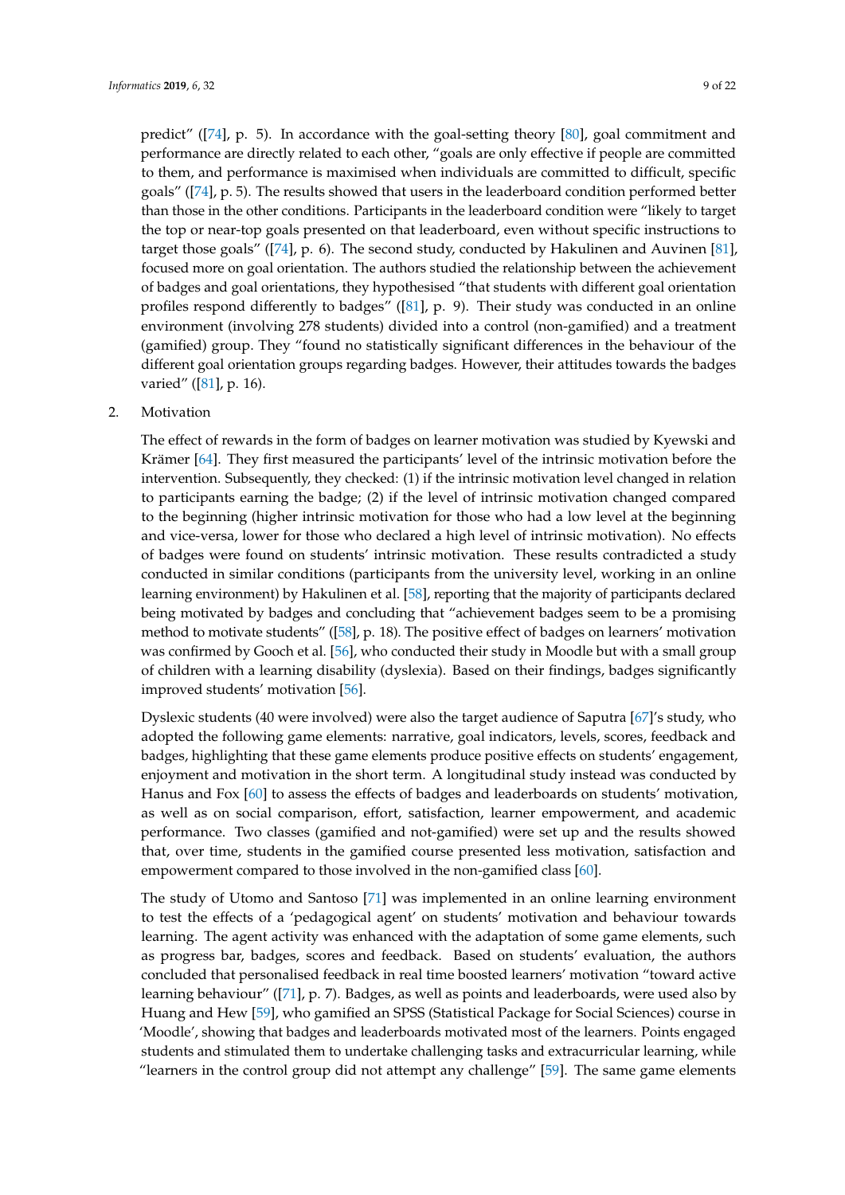predict" ([74], p. 5). In accordance with the goal-setting theory [80], goal commitment and performance are directly related to each other, "goals are only effective if people are committed to them, and performance is maximised when individuals are committed to difficult, specific goals" ([74], p. 5). The results showed that users in the leaderboard condition performed better than those in the other conditions. Participants in the leaderboard condition were "likely to target the top or near-top goals presented on that leaderboard, even without specific instructions to target those goals" ([74], p. 6). The second study, conducted by Hakulinen and Auvinen [81], focused more on goal orientation. The authors studied the relationship between the achievement of badges and goal orientations, they hypothesised "that students with different goal orientation profiles respond differently to badges" ([81], p. 9). Their study was conducted in an online environment (involving 278 students) divided into a control (non-gamified) and a treatment (gamified) group. They "found no statistically significant differences in the behaviour of the different goal orientation groups regarding badges. However, their attitudes towards the badges varied" ([81], p. 16).

2. Motivation

The effect of rewards in the form of badges on learner motivation was studied by Kyewski and Krämer [64]. They first measured the participants' level of the intrinsic motivation before the intervention. Subsequently, they checked: (1) if the intrinsic motivation level changed in relation to participants earning the badge; (2) if the level of intrinsic motivation changed compared to the beginning (higher intrinsic motivation for those who had a low level at the beginning and vice-versa, lower for those who declared a high level of intrinsic motivation). No effects of badges were found on students' intrinsic motivation. These results contradicted a study conducted in similar conditions (participants from the university level, working in an online learning environment) by Hakulinen et al. [58], reporting that the majority of participants declared being motivated by badges and concluding that "achievement badges seem to be a promising method to motivate students" ([58], p. 18). The positive effect of badges on learners' motivation was confirmed by Gooch et al. [56], who conducted their study in Moodle but with a small group of children with a learning disability (dyslexia). Based on their findings, badges significantly improved students' motivation [56].

Dyslexic students (40 were involved) were also the target audience of Saputra [67]'s study, who adopted the following game elements: narrative, goal indicators, levels, scores, feedback and badges, highlighting that these game elements produce positive effects on students' engagement, enjoyment and motivation in the short term. A longitudinal study instead was conducted by Hanus and Fox [60] to assess the effects of badges and leaderboards on students' motivation, as well as on social comparison, effort, satisfaction, learner empowerment, and academic performance. Two classes (gamified and not-gamified) were set up and the results showed that, over time, students in the gamified course presented less motivation, satisfaction and empowerment compared to those involved in the non-gamified class [60].

The study of Utomo and Santoso [71] was implemented in an online learning environment to test the effects of a 'pedagogical agent' on students' motivation and behaviour towards learning. The agent activity was enhanced with the adaptation of some game elements, such as progress bar, badges, scores and feedback. Based on students' evaluation, the authors concluded that personalised feedback in real time boosted learners' motivation "toward active learning behaviour" ([71], p. 7). Badges, as well as points and leaderboards, were used also by Huang and Hew [59], who gamified an SPSS (Statistical Package for Social Sciences) course in 'Moodle', showing that badges and leaderboards motivated most of the learners. Points engaged students and stimulated them to undertake challenging tasks and extracurricular learning, while "learners in the control group did not attempt any challenge" [59]. The same game elements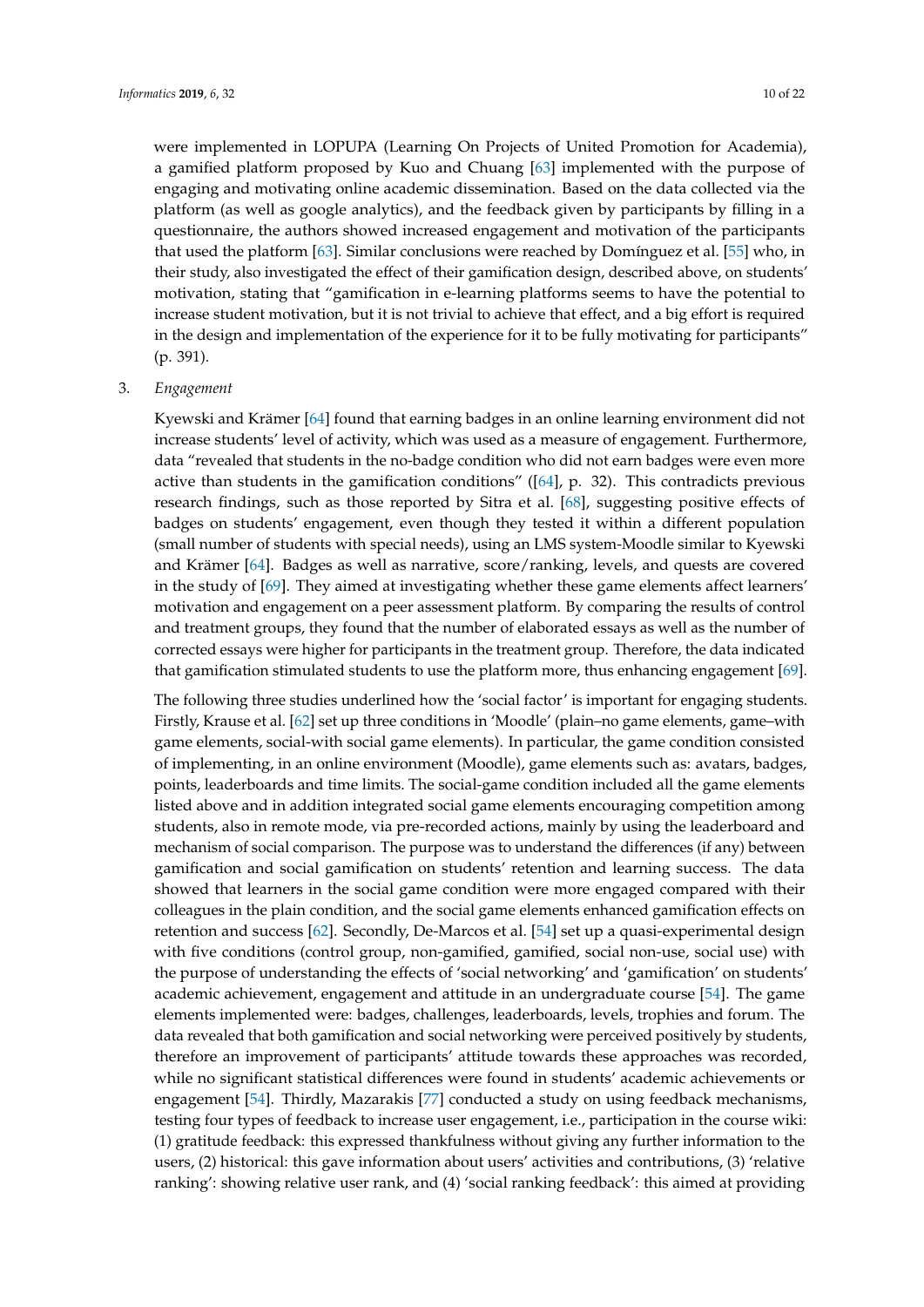were implemented in LOPUPA (Learning On Projects of United Promotion for Academia), a gamified platform proposed by Kuo and Chuang [63] implemented with the purpose of engaging and motivating online academic dissemination. Based on the data collected via the platform (as well as google analytics), and the feedback given by participants by filling in a questionnaire, the authors showed increased engagement and motivation of the participants that used the platform [63]. Similar conclusions were reached by Domínguez et al. [55] who, in their study, also investigated the effect of their gamification design, described above, on students' motivation, stating that "gamification in e-learning platforms seems to have the potential to increase student motivation, but it is not trivial to achieve that effect, and a big effort is required in the design and implementation of the experience for it to be fully motivating for participants" (p. 391).

3. *Engagement*

Kyewski and Krämer [64] found that earning badges in an online learning environment did not increase students' level of activity, which was used as a measure of engagement. Furthermore, data "revealed that students in the no-badge condition who did not earn badges were even more active than students in the gamification conditions" ([64], p. 32). This contradicts previous research findings, such as those reported by Sitra et al. [68], suggesting positive effects of badges on students' engagement, even though they tested it within a different population (small number of students with special needs), using an LMS system-Moodle similar to Kyewski and Krämer [64]. Badges as well as narrative, score/ranking, levels, and quests are covered in the study of [69]. They aimed at investigating whether these game elements affect learners' motivation and engagement on a peer assessment platform. By comparing the results of control and treatment groups, they found that the number of elaborated essays as well as the number of corrected essays were higher for participants in the treatment group. Therefore, the data indicated that gamification stimulated students to use the platform more, thus enhancing engagement [69].

The following three studies underlined how the 'social factor' is important for engaging students. Firstly, Krause et al. [62] set up three conditions in 'Moodle' (plain–no game elements, game–with game elements, social-with social game elements). In particular, the game condition consisted of implementing, in an online environment (Moodle), game elements such as: avatars, badges, points, leaderboards and time limits. The social-game condition included all the game elements listed above and in addition integrated social game elements encouraging competition among students, also in remote mode, via pre-recorded actions, mainly by using the leaderboard and mechanism of social comparison. The purpose was to understand the differences (if any) between gamification and social gamification on students' retention and learning success. The data showed that learners in the social game condition were more engaged compared with their colleagues in the plain condition, and the social game elements enhanced gamification effects on retention and success [62]. Secondly, De-Marcos et al. [54] set up a quasi-experimental design with five conditions (control group, non-gamified, gamified, social non-use, social use) with the purpose of understanding the effects of 'social networking' and 'gamification' on students' academic achievement, engagement and attitude in an undergraduate course [54]. The game elements implemented were: badges, challenges, leaderboards, levels, trophies and forum. The data revealed that both gamification and social networking were perceived positively by students, therefore an improvement of participants' attitude towards these approaches was recorded, while no significant statistical differences were found in students' academic achievements or engagement [54]. Thirdly, Mazarakis [77] conducted a study on using feedback mechanisms, testing four types of feedback to increase user engagement, i.e., participation in the course wiki: (1) gratitude feedback: this expressed thankfulness without giving any further information to the users, (2) historical: this gave information about users' activities and contributions, (3) 'relative ranking': showing relative user rank, and (4) 'social ranking feedback': this aimed at providing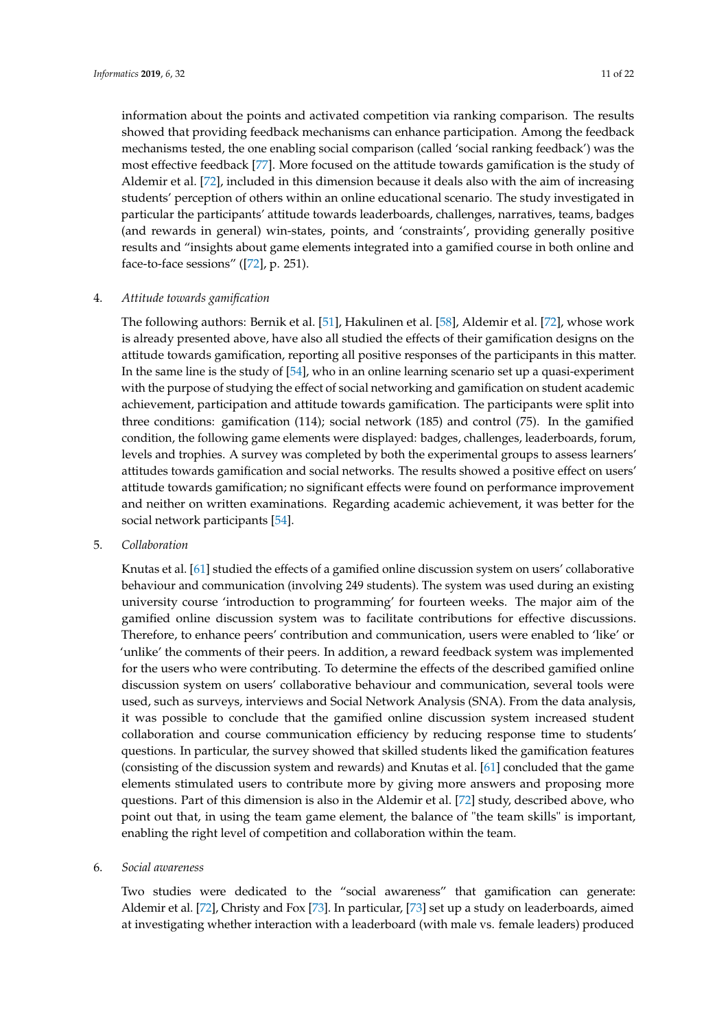information about the points and activated competition via ranking comparison. The results showed that providing feedback mechanisms can enhance participation. Among the feedback mechanisms tested, the one enabling social comparison (called 'social ranking feedback') was the most effective feedback [77]. More focused on the attitude towards gamification is the study of Aldemir et al. [72], included in this dimension because it deals also with the aim of increasing students' perception of others within an online educational scenario. The study investigated in particular the participants' attitude towards leaderboards, challenges, narratives, teams, badges (and rewards in general) win-states, points, and 'constraints', providing generally positive results and "insights about game elements integrated into a gamified course in both online and face-to-face sessions" ([72], p. 251).

4. *Attitude towards gamification*

   The following authors: Bernik et al. [51], Hakulinen et al. [58], Aldemir et al. [72], whose work is already presented above, have also all studied the effects of their gamification designs on the attitude towards gamification, reporting all positive responses of the participants in this matter. In the same line is the study of [54], who in an online learning scenario set up a quasi-experiment with the purpose of studying the effect of social networking and gamification on student academic achievement, participation and attitude towards gamification. The participants were split into three conditions: gamification (114); social network (185) and control (75). In the gamified condition, the following game elements were displayed: badges, challenges, leaderboards, forum, levels and trophies. A survey was completed by both the experimental groups to assess learners' attitudes towards gamification and social networks. The results showed a positive effect on users' attitude towards gamification; no significant effects were found on performance improvement and neither on written examinations. Regarding academic achievement, it was better for the social network participants [54].

5. *Collaboration*

   Knutas et al. [61] studied the effects of a gamified online discussion system on users' collaborative behaviour and communication (involving 249 students). The system was used during an existing university course 'introduction to programming' for fourteen weeks. The major aim of the gamified online discussion system was to facilitate contributions for effective discussions. Therefore, to enhance peers' contribution and communication, users were enabled to 'like' or 'unlike' the comments of their peers. In addition, a reward feedback system was implemented for the users who were contributing. To determine the effects of the described gamified online discussion system on users' collaborative behaviour and communication, several tools were used, such as surveys, interviews and Social Network Analysis (SNA). From the data analysis, it was possible to conclude that the gamified online discussion system increased student collaboration and course communication efficiency by reducing response time to students' questions. In particular, the survey showed that skilled students liked the gamification features (consisting of the discussion system and rewards) and Knutas et al. [61] concluded that the game elements stimulated users to contribute more by giving more answers and proposing more questions. Part of this dimension is also in the Aldemir et al. [72] study, described above, who point out that, in using the team game element, the balance of "the team skills" is important, enabling the right level of competition and collaboration within the team.

6. *Social awareness*

   Two studies were dedicated to the "social awareness" that gamification can generate: Aldemir et al. [72], Christy and Fox [73]. In particular, [73] set up a study on leaderboards, aimed at investigating whether interaction with a leaderboard (with male vs. female leaders) produced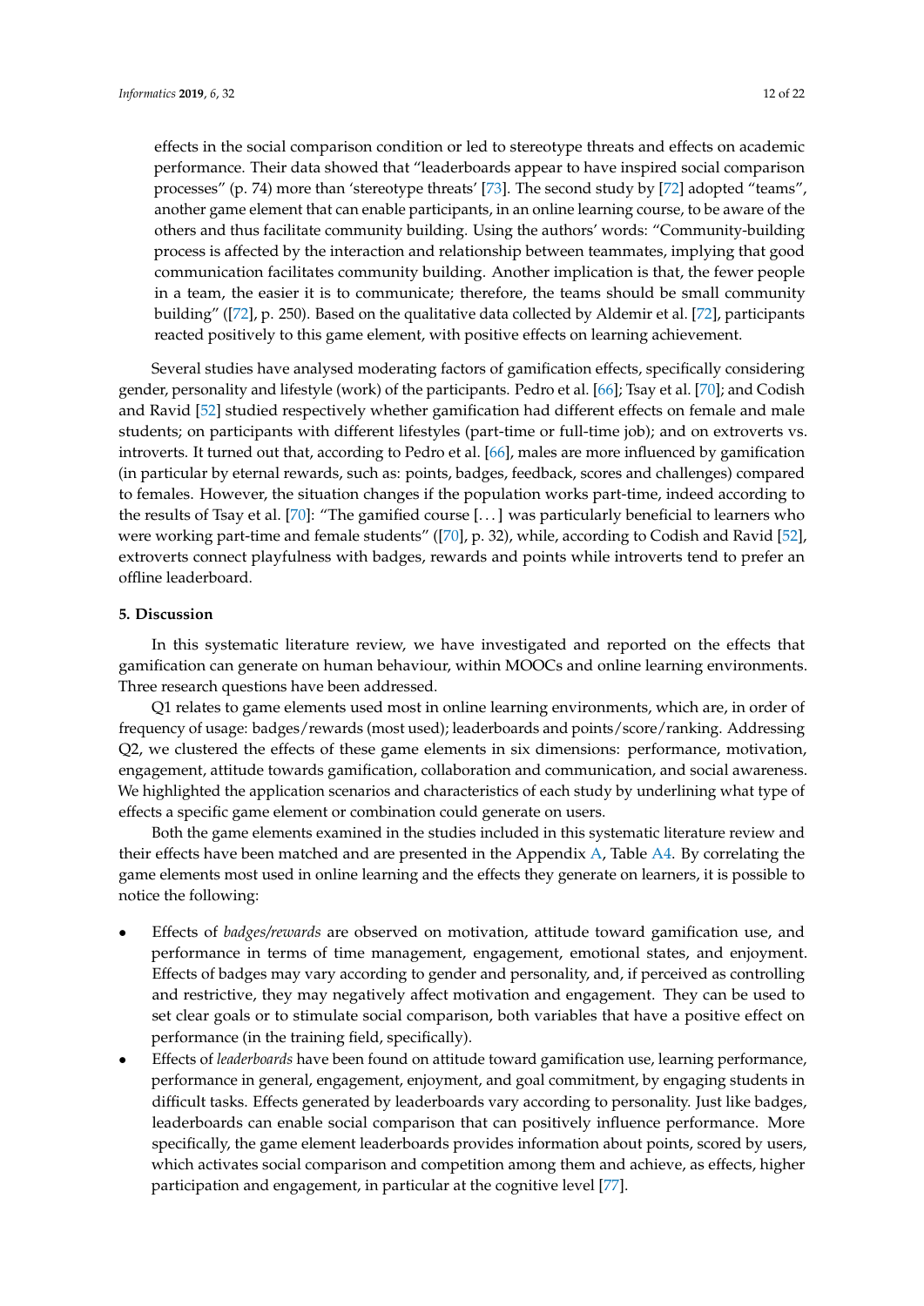effects in the social comparison condition or led to stereotype threats and effects on academic performance. Their data showed that "leaderboards appear to have inspired social comparison processes" (p. 74) more than 'stereotype threats' [73]. The second study by [72] adopted "teams", another game element that can enable participants, in an online learning course, to be aware of the others and thus facilitate community building. Using the authors' words: "Community-building process is affected by the interaction and relationship between teammates, implying that good communication facilitates community building. Another implication is that, the fewer people in a team, the easier it is to communicate; therefore, the teams should be small community building" ([72], p. 250). Based on the qualitative data collected by Aldemir et al. [72], participants reacted positively to this game element, with positive effects on learning achievement.

Several studies have analysed moderating factors of gamification effects, specifically considering gender, personality and lifestyle (work) of the participants. Pedro et al. [66]; Tsay et al. [70]; and Codish and Ravid [52] studied respectively whether gamification had different effects on female and male students; on participants with different lifestyles (part-time or full-time job); and on extroverts vs. introverts. It turned out that, according to Pedro et al. [66], males are more influenced by gamification (in particular by eternal rewards, such as: points, badges, feedback, scores and challenges) compared to females. However, the situation changes if the population works part-time, indeed according to the results of Tsay et al. [70]: "The gamified course [...] was particularly beneficial to learners who were working part-time and female students" ([70], p. 32), while, according to Codish and Ravid [52], extroverts connect playfulness with badges, rewards and points while introverts tend to prefer an offline leaderboard.

## 5. Discussion

In this systematic literature review, we have investigated and reported on the effects that gamification can generate on human behaviour, within MOOCs and online learning environments. Three research questions have been addressed.

Q1 relates to game elements used most in online learning environments, which are, in order of frequency of usage: badges/rewards (most used); leaderboards and points/score/ranking. Addressing Q2, we clustered the effects of these game elements in six dimensions: performance, motivation, engagement, attitude towards gamification, collaboration and communication, and social awareness. We highlighted the application scenarios and characteristics of each study by underlining what type of effects a specific game element or combination could generate on users.

Both the game elements examined in the studies included in this systematic literature review and their effects have been matched and are presented in the Appendix A, Table A4. By correlating the game elements most used in online learning and the effects they generate on learners, it is possible to notice the following:

- Effects of *badges/rewards* are observed on motivation, attitude toward gamification use, and performance in terms of time management, engagement, emotional states, and enjoyment. Effects of badges may vary according to gender and personality, and, if perceived as controlling and restrictive, they may negatively affect motivation and engagement. They can be used to set clear goals or to stimulate social comparison, both variables that have a positive effect on performance (in the training field, specifically).
- Effects of *leaderboards* have been found on attitude toward gamification use, learning performance, performance in general, engagement, enjoyment, and goal commitment, by engaging students in difficult tasks. Effects generated by leaderboards vary according to personality. Just like badges, leaderboards can enable social comparison that can positively influence performance. More specifically, the game element leaderboards provides information about points, scored by users, which activates social comparison and competition among them and achieve, as effects, higher participation and engagement, in particular at the cognitive level [77].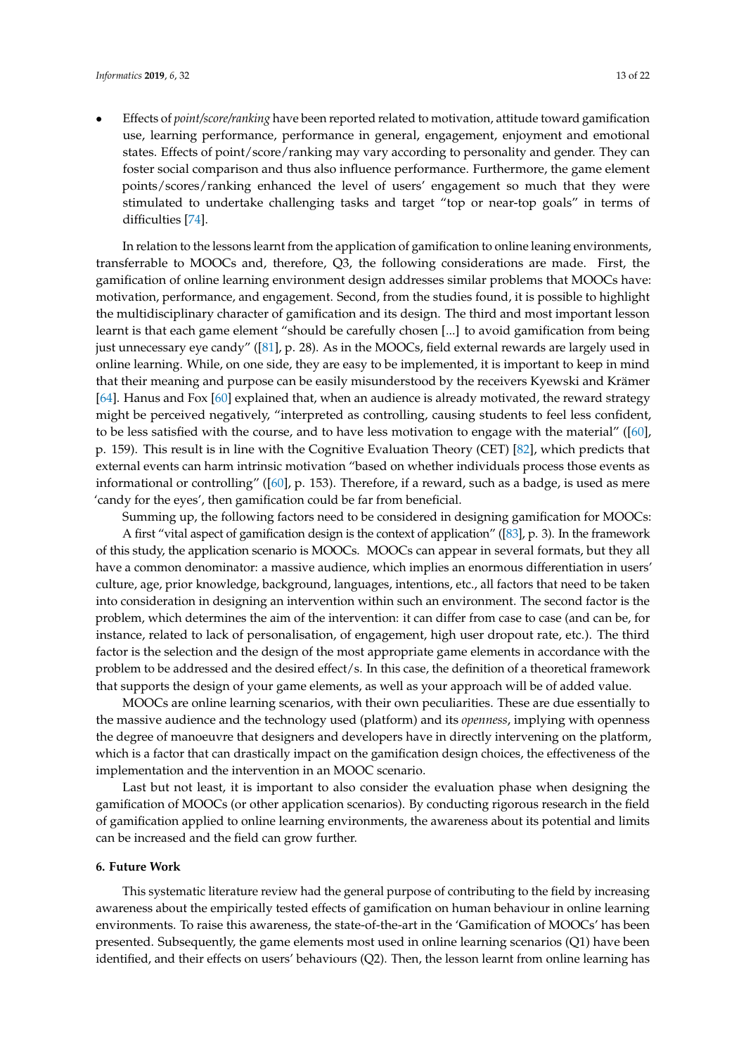- Effects of *point/score/ranking* have been reported related to motivation, attitude toward gamification use, learning performance, performance in general, engagement, enjoyment and emotional states. Effects of point/score/ranking may vary according to personality and gender. They can foster social comparison and thus also influence performance. Furthermore, the game element points/scores/ranking enhanced the level of users' engagement so much that they were stimulated to undertake challenging tasks and target "top or near-top goals" in terms of difficulties [74].

In relation to the lessons learnt from the application of gamification to online leaning environments, transferrable to MOOCs and, therefore, Q3, the following considerations are made. First, the gamification of online learning environment design addresses similar problems that MOOCs have: motivation, performance, and engagement. Second, from the studies found, it is possible to highlight the multidisciplinary character of gamification and its design. The third and most important lesson learnt is that each game element "should be carefully chosen [...] to avoid gamification from being just unnecessary eye candy" ([81], p. 28). As in the MOOCs, field external rewards are largely used in online learning. While, on one side, they are easy to be implemented, it is important to keep in mind that their meaning and purpose can be easily misunderstood by the receivers Kyewski and Krämer [64]. Hanus and Fox [60] explained that, when an audience is already motivated, the reward strategy might be perceived negatively, "interpreted as controlling, causing students to feel less confident, to be less satisfied with the course, and to have less motivation to engage with the material" ([60], p. 159). This result is in line with the Cognitive Evaluation Theory (CET) [82], which predicts that external events can harm intrinsic motivation "based on whether individuals process those events as informational or controlling" ([60], p. 153). Therefore, if a reward, such as a badge, is used as mere 'candy for the eyes', then gamification could be far from beneficial.

Summing up, the following factors need to be considered in designing gamification for MOOCs: A first "vital aspect of gamification design is the context of application" ([83], p. 3). In the framework of this study, the application scenario is MOOCs. MOOCs can appear in several formats, but they all have a common denominator: a massive audience, which implies an enormous differentiation in users' culture, age, prior knowledge, background, languages, intentions, etc., all factors that need to be taken into consideration in designing an intervention within such an environment. The second factor is the problem, which determines the aim of the intervention: it can differ from case to case (and can be, for instance, related to lack of personalisation, of engagement, high user dropout rate, etc.). The third factor is the selection and the design of the most appropriate game elements in accordance with the problem to be addressed and the desired effect/s. In this case, the definition of a theoretical framework that supports the design of your game elements, as well as your approach will be of added value.

MOOCs are online learning scenarios, with their own peculiarities. These are due essentially to the massive audience and the technology used (platform) and its *openness*, implying with openness the degree of manoeuvre that designers and developers have in directly intervening on the platform, which is a factor that can drastically impact on the gamification design choices, the effectiveness of the implementation and the intervention in an MOOC scenario.

Last but not least, it is important to also consider the evaluation phase when designing the gamification of MOOCs (or other application scenarios). By conducting rigorous research in the field of gamification applied to online learning environments, the awareness about its potential and limits can be increased and the field can grow further.

## 6. Future Work

This systematic literature review had the general purpose of contributing to the field by increasing awareness about the empirically tested effects of gamification on human behaviour in online learning environments. To raise this awareness, the state-of-the-art in the 'Gamification of MOOCs' has been presented. Subsequently, the game elements most used in online learning scenarios (Q1) have been identified, and their effects on users' behaviours (Q2). Then, the lesson learnt from online learning has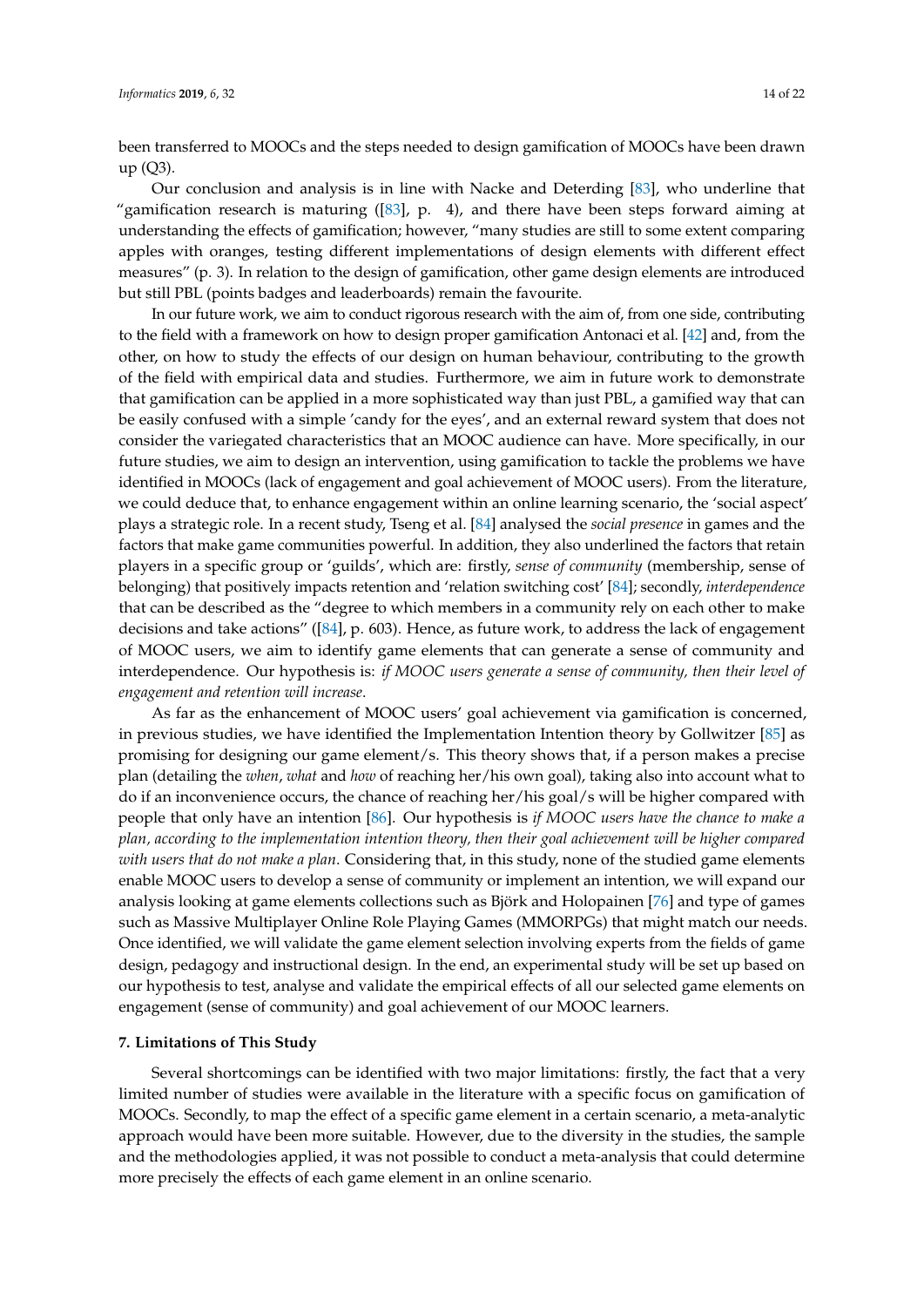been transferred to MOOCs and the steps needed to design gamification of MOOCs have been drawn up (Q3).

Our conclusion and analysis is in line with Nacke and Deterding [83], who underline that "gamification research is maturing ([83], p. 4), and there have been steps forward aiming at understanding the effects of gamification; however, "many studies are still to some extent comparing apples with oranges, testing different implementations of design elements with different effect measures" (p. 3). In relation to the design of gamification, other game design elements are introduced but still PBL (points badges and leaderboards) remain the favourite.

In our future work, we aim to conduct rigorous research with the aim of, from one side, contributing to the field with a framework on how to design proper gamification Antonaci et al. [42] and, from the other, on how to study the effects of our design on human behaviour, contributing to the growth of the field with empirical data and studies. Furthermore, we aim in future work to demonstrate that gamification can be applied in a more sophisticated way than just PBL, a gamified way that can be easily confused with a simple 'candy for the eyes', and an external reward system that does not consider the variegated characteristics that an MOOC audience can have. More specifically, in our future studies, we aim to design an intervention, using gamification to tackle the problems we have identified in MOOCs (lack of engagement and goal achievement of MOOC users). From the literature, we could deduce that, to enhance engagement within an online learning scenario, the 'social aspect' plays a strategic role. In a recent study, Tseng et al. [84] analysed the *social presence* in games and the factors that make game communities powerful. In addition, they also underlined the factors that retain players in a specific group or 'guilds', which are: firstly, *sense of community* (membership, sense of belonging) that positively impacts retention and 'relation switching cost' [84]; secondly, *interdependence* that can be described as the "degree to which members in a community rely on each other to make decisions and take actions" ([84], p. 603). Hence, as future work, to address the lack of engagement of MOOC users, we aim to identify game elements that can generate a sense of community and interdependence. Our hypothesis is: *if MOOC users generate a sense of community, then their level of engagement and retention will increase*.

As far as the enhancement of MOOC users' goal achievement via gamification is concerned, in previous studies, we have identified the Implementation Intention theory by Gollwitzer [85] as promising for designing our game element/s. This theory shows that, if a person makes a precise plan (detailing the *when*, *what* and *how* of reaching her/his own goal), taking also into account what to do if an inconvenience occurs, the chance of reaching her/his goal/s will be higher compared with people that only have an intention [86]. Our hypothesis is *if MOOC users have the chance to make a plan, according to the implementation intention theory, then their goal achievement will be higher compared with users that do not make a plan*. Considering that, in this study, none of the studied game elements enable MOOC users to develop a sense of community or implement an intention, we will expand our analysis looking at game elements collections such as Björk and Holopainen [76] and type of games such as Massive Multiplayer Online Role Playing Games (MMORPGs) that might match our needs. Once identified, we will validate the game element selection involving experts from the fields of game design, pedagogy and instructional design. In the end, an experimental study will be set up based on our hypothesis to test, analyse and validate the empirical effects of all our selected game elements on engagement (sense of community) and goal achievement of our MOOC learners.

## 7. Limitations of This Study

Several shortcomings can be identified with two major limitations: firstly, the fact that a very limited number of studies were available in the literature with a specific focus on gamification of MOOCs. Secondly, to map the effect of a specific game element in a certain scenario, a meta-analytic approach would have been more suitable. However, due to the diversity in the studies, the sample and the methodologies applied, it was not possible to conduct a meta-analysis that could determine more precisely the effects of each game element in an online scenario.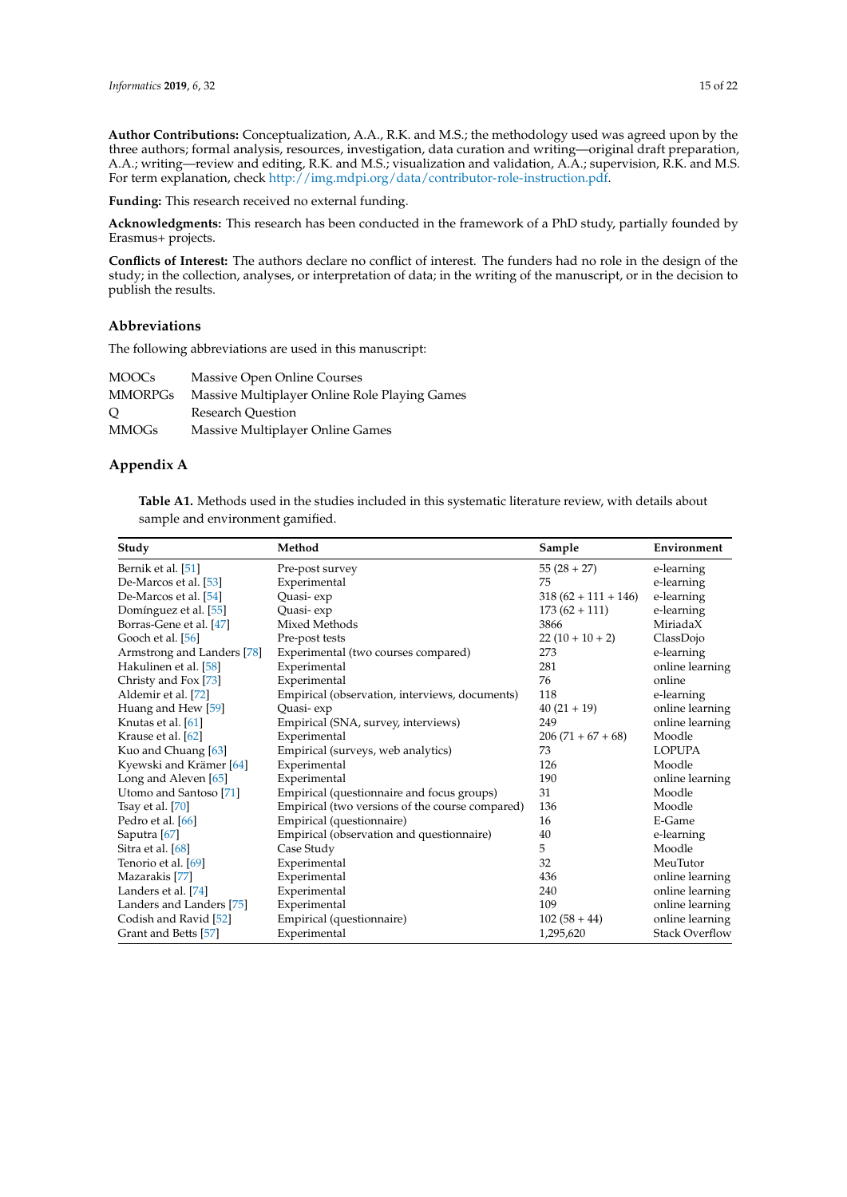**Author Contributions:** Conceptualization, A.A., R.K. and M.S.; the methodology used was agreed upon by the three authors; formal analysis, resources, investigation, data curation and writing—original draft preparation, A.A.; writing—review and editing, R.K. and M.S.; visualization and validation, A.A.; supervision, R.K. and M.S. For term explanation, check http://img.mdpi.org/data/contributor-role-instruction.pdf.

**Funding:** This research received no external funding.

**Acknowledgments:** This research has been conducted in the framework of a PhD study, partially founded by Erasmus+ projects.

**Conflicts of Interest:** The authors declare no conflict of interest. The funders had no role in the design of the study; in the collection, analyses, or interpretation of data; in the writing of the manuscript, or in the decision to publish the results.

## Abbreviations

The following abbreviations are used in this manuscript:

| | |
|---|---|
| MOOCs | Massive Open Online Courses |
| MMORPGs | Massive Multiplayer Online Role Playing Games |
| Q | Research Question |
| MMOGs | Massive Multiplayer Online Games |

## Appendix A

**Table A1.** Methods used in the studies included in this systematic literature review, with details about sample and environment gamified.

| Study | Method | Sample | Environment |
|---|---|---|---|
| Bernik et al. [51] | Pre-post survey | 55 (28 + 27) | e-learning |
| De-Marcos et al. [53] | Experimental | 75 | e-learning |
| De-Marcos et al. [54] | Quasi- exp | 318 (62 + 111 + 146) | e-learning |
| Domínguez et al. [55] | Quasi- exp | 173 (62 + 111) | e-learning |
| Borras-Gene et al. [47] | Mixed Methods | 3866 | MiriadaX |
| Gooch et al. [56] | Pre-post tests | 22 (10 + 10 + 2) | ClassDojo |
| Armstrong and Landers [78] | Experimental (two courses compared) | 273 | e-learning |
| Hakulinen et al. [58] | Experimental | 281 | online learning |
| Christy and Fox [73] | Experimental | 76 | online |
| Aldemir et al. [72] | Empirical (observation, interviews, documents) | 118 | e-learning |
| Huang and Hew [59] | Quasi- exp | 40 (21 + 19) | online learning |
| Knutas et al. [61] | Empirical (SNA, survey, interviews) | 249 | online learning |
| Krause et al. [62] | Experimental | 206 (71 + 67 + 68) | Moodle |
| Kuo and Chuang [63] | Empirical (surveys, web analytics) | 73 | LOPUPA |
| Kyewski and Krämer [64] | Experimental | 126 | Moodle |
| Long and Aleven [65] | Experimental | 190 | online learning |
| Utomo and Santoso [71] | Empirical (questionnaire and focus groups) | 31 | Moodle |
| Tsay et al. [70] | Empirical (two versions of the course compared) | 136 | Moodle |
| Pedro et al. [66] | Empirical (questionnaire) | 16 | E-Game |
| Saputra [67] | Empirical (observation and questionnaire) | 40 | e-learning |
| Sitra et al. [68] | Case Study | 5 | Moodle |
| Tenorio et al. [69] | Experimental | 32 | MeuTutor |
| Mazarakis [77] | Experimental | 436 | online learning |
| Landers et al. [74] | Experimental | 240 | online learning |
| Landers and Landers [75] | Experimental | 109 | online learning |
| Codish and Ravid [52] | Empirical (questionnaire) | 102 (58 + 44) | online learning |
| Grant and Betts [57] | Experimental | 1,295,620 | Stack Overflow |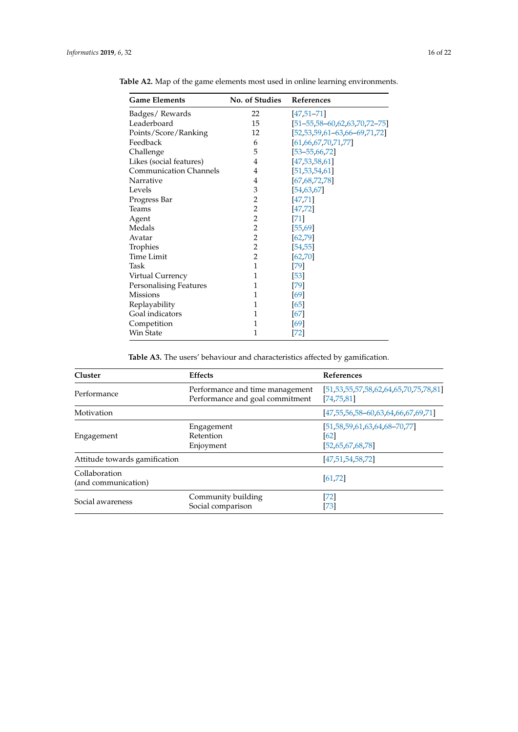**Table A2.** Map of the game elements most used in online learning environments.

| Game Elements | No. of Studies | References |
|---|---|---|
| Badges/ Rewards | 22 | [47,51–71] |
| Leaderboard | 15 | [51–55,58–60,62,63,70,72–75] |
| Points/Score/Ranking | 12 | [52,53,59,61–63,66–69,71,72] |
| Feedback | 6 | [61,66,67,70,71,77] |
| Challenge | 5 | [53–55,66,72] |
| Likes (social features) | 4 | [47,53,58,61] |
| Communication Channels | 4 | [51,53,54,61] |
| Narrative | 4 | [67,68,72,78] |
| Levels | 3 | [54,63,67] |
| Progress Bar | 2 | [47,71] |
| Teams | 2 | [47,72] |
| Agent | 2 | [71] |
| Medals | 2 | [55,69] |
| Avatar | 2 | [62,79] |
| Trophies | 2 | [54,55] |
| Time Limit | 2 | [62,70] |
| Task | 1 | [79] |
| Virtual Currency | 1 | [53] |
| Personalising Features | 1 | [79] |
| Missions | 1 | [69] |
| Replayability | 1 | [65] |
| Goal indicators | 1 | [67] |
| Competition | 1 | [69] |
| Win State | 1 | [72] |

**Table A3.** The users' behaviour and characteristics affected by gamification.

| Cluster | Effects | References |
|---|---|---|
| Performance | Performance and time management<br>Performance and goal commitment | [51,53,55,57,58,62,64,65,70,75,78,81]<br>[74,75,81] |
| Motivation | | [47,55,56,58–60,63,64,66,67,69,71] |
| Engagement | Engagement<br>Retention<br>Enjoyment | [51,58,59,61,63,64,68–70,77]<br>[62]<br>[52,65,67,68,78] |
| Attitude towards gamification | | [47,51,54,58,72] |
| Collaboration (and communication) | | [61,72] |
| Social awareness | Community building<br>Social comparison | [72]<br>[73] |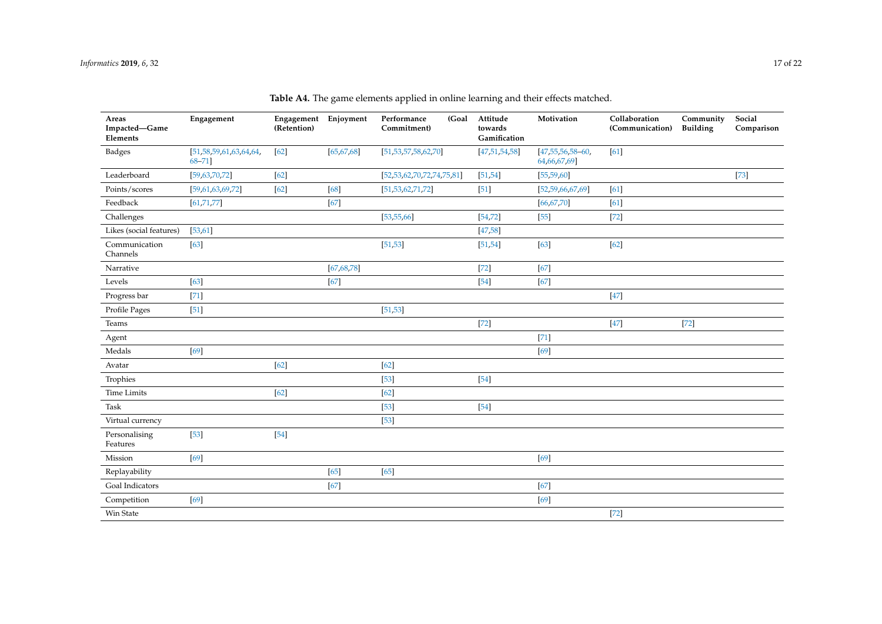**Table A4.** The game elements applied in online learning and their effects matched.

| Areas Impacted—Game Elements | Engagement | Engagement (Retention) | Enjoyment | Performance (Goal Commitment) | Attitude towards Gamification | Motivation | Collaboration (Communication) | Community Building | Social Comparison |
|---|---|---|---|---|---|---|---|---|---|
| Badges | [51,58,59,61,63,64,64, 68–71] | [62] | [65,67,68] | [51,53,57,58,62,70] | [47,51,54,58] | [47,55,56,58–60, 64,66,67,69] | [61] | | |
| Leaderboard | [59,63,70,72] | [62] | | [52,53,62,70,72,74,75,81] | [51,54] | [55,59,60] | | | [73] |
| Points/scores | [59,61,63,69,72] | [62] | [68] | [51,53,62,71,72] | [51] | [52,59,66,67,69] | [61] | | |
| Feedback | [61,71,77] | | [67] | | | [66,67,70] | [61] | | |
| Challenges | | | | [53,55,66] | [54,72] | [55] | [72] | | |
| Likes (social features) | [53,61] | | | | [47,58] | | | | |
| Communication Channels | [63] | | | [51,53] | [51,54] | [63] | [62] | | |
| Narrative | | | [67,68,78] | | [72] | [67] | | | |
| Levels | [63] | | [67] | | [54] | [67] | | | |
| Progress bar | [71] | | | | | | [47] | | |
| Profile Pages | [51] | | | [51,53] | | | | | |
| Teams | | | | | [72] | | [47] | [72] | |
| Agent | | | | | | [71] | | | |
| Medals | [69] | | | | | [69] | | | |
| Avatar | | [62] | | [62] | | | | | |
| Trophies | | | | [53] | [54] | | | | |
| Time Limits | | [62] | | [62] | | | | | |
| Task | | | | [53] | [54] | | | | |
| Virtual currency | | | | [53] | | | | | |
| Personalising Features | [53] | [54] | | | | | | | |
| Mission | [69] | | | | | [69] | | | |
| Replayability | | | [65] | [65] | | | | | |
| Goal Indicators | | | [67] | | | [67] | | | |
| Competition | [69] | | | | | [69] | | | |
| Win State | | | | | | | [72] | | |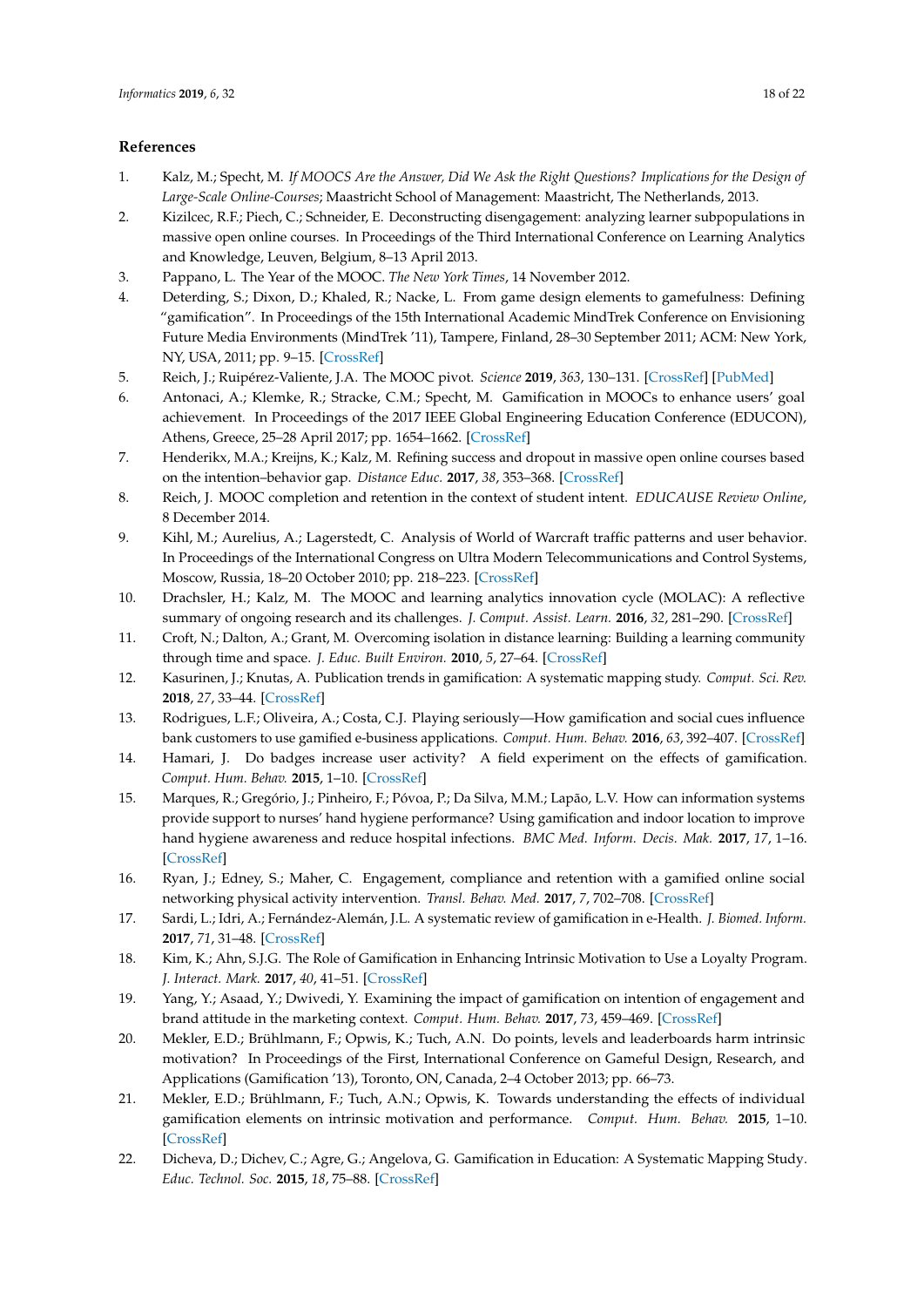## References

1. Kalz, M.; Specht, M. *If MOOCS Are the Answer, Did We Ask the Right Questions? Implications for the Design of Large-Scale Online-Courses*; Maastricht School of Management: Maastricht, The Netherlands, 2013.
2. Kizilcec, R.F.; Piech, C.; Schneider, E. Deconstructing disengagement: analyzing learner subpopulations in massive open online courses. In Proceedings of the Third International Conference on Learning Analytics and Knowledge, Leuven, Belgium, 8–13 April 2013.
3. Pappano, L. The Year of the MOOC. *The New York Times*, 14 November 2012.
4. Deterding, S.; Dixon, D.; Khaled, R.; Nacke, L. From game design elements to gamefulness: Defining "gamification". In Proceedings of the 15th International Academic MindTrek Conference on Envisioning Future Media Environments (MindTrek '11), Tampere, Finland, 28–30 September 2011; ACM: New York, NY, USA, 2011; pp. 9–15. [CrossRef]
5. Reich, J.; Ruipérez-Valiente, J.A. The MOOC pivot. *Science* **2019**, *363*, 130–131. [CrossRef] [PubMed]
6. Antonaci, A.; Klemke, R.; Stracke, C.M.; Specht, M. Gamification in MOOCs to enhance users' goal achievement. In Proceedings of the 2017 IEEE Global Engineering Education Conference (EDUCON), Athens, Greece, 25–28 April 2017; pp. 1654–1662. [CrossRef]
7. Henderikx, M.A.; Kreijns, K.; Kalz, M. Refining success and dropout in massive open online courses based on the intention–behavior gap. *Distance Educ.* **2017**, *38*, 353–368. [CrossRef]
8. Reich, J. MOOC completion and retention in the context of student intent. *EDUCAUSE Review Online*, 8 December 2014.
9. Kihl, M.; Aurelius, A.; Lagerstedt, C. Analysis of World of Warcraft traffic patterns and user behavior. In Proceedings of the International Congress on Ultra Modern Telecommunications and Control Systems, Moscow, Russia, 18–20 October 2010; pp. 218–223. [CrossRef]
10. Drachsler, H.; Kalz, M. The MOOC and learning analytics innovation cycle (MOLAC): A reflective summary of ongoing research and its challenges. *J. Comput. Assist. Learn.* **2016**, *32*, 281–290. [CrossRef]
11. Croft, N.; Dalton, A.; Grant, M. Overcoming isolation in distance learning: Building a learning community through time and space. *J. Educ. Built Environ.* **2010**, *5*, 27–64. [CrossRef]
12. Kasurinen, J.; Knutas, A. Publication trends in gamification: A systematic mapping study. *Comput. Sci. Rev.* **2018**, *27*, 33–44. [CrossRef]
13. Rodrigues, L.F.; Oliveira, A.; Costa, C.J. Playing seriously—How gamification and social cues influence bank customers to use gamified e-business applications. *Comput. Hum. Behav.* **2016**, *63*, 392–407. [CrossRef]
14. Hamari, J. Do badges increase user activity? A field experiment on the effects of gamification. *Comput. Hum. Behav.* **2015**, 1–10. [CrossRef]
15. Marques, R.; Gregório, J.; Pinheiro, F.; Póvoa, P.; Da Silva, M.M.; Lapão, L.V. How can information systems provide support to nurses' hand hygiene performance? Using gamification and indoor location to improve hand hygiene awareness and reduce hospital infections. *BMC Med. Inform. Decis. Mak.* **2017**, *17*, 1–16. [CrossRef]
16. Ryan, J.; Edney, S.; Maher, C. Engagement, compliance and retention with a gamified online social networking physical activity intervention. *Transl. Behav. Med.* **2017**, *7*, 702–708. [CrossRef]
17. Sardi, L.; Idri, A.; Fernández-Alemán, J.L. A systematic review of gamification in e-Health. *J. Biomed. Inform.* **2017**, *71*, 31–48. [CrossRef]
18. Kim, K.; Ahn, S.J.G. The Role of Gamification in Enhancing Intrinsic Motivation to Use a Loyalty Program. *J. Interact. Mark.* **2017**, *40*, 41–51. [CrossRef]
19. Yang, Y.; Asaad, Y.; Dwivedi, Y. Examining the impact of gamification on intention of engagement and brand attitude in the marketing context. *Comput. Hum. Behav.* **2017**, *73*, 459–469. [CrossRef]
20. Mekler, E.D.; Brühlmann, F.; Opwis, K.; Tuch, A.N. Do points, levels and leaderboards harm intrinsic motivation? In Proceedings of the First, International Conference on Gameful Design, Research, and Applications (Gamification '13), Toronto, ON, Canada, 2–4 October 2013; pp. 66–73.
21. Mekler, E.D.; Brühlmann, F.; Tuch, A.N.; Opwis, K. Towards understanding the effects of individual gamification elements on intrinsic motivation and performance. *Comput. Hum. Behav.* **2015**, 1–10. [CrossRef]
22. Dicheva, D.; Dichev, C.; Agre, G.; Angelova, G. Gamification in Education: A Systematic Mapping Study. *Educ. Technol. Soc.* **2015**, *18*, 75–88. [CrossRef]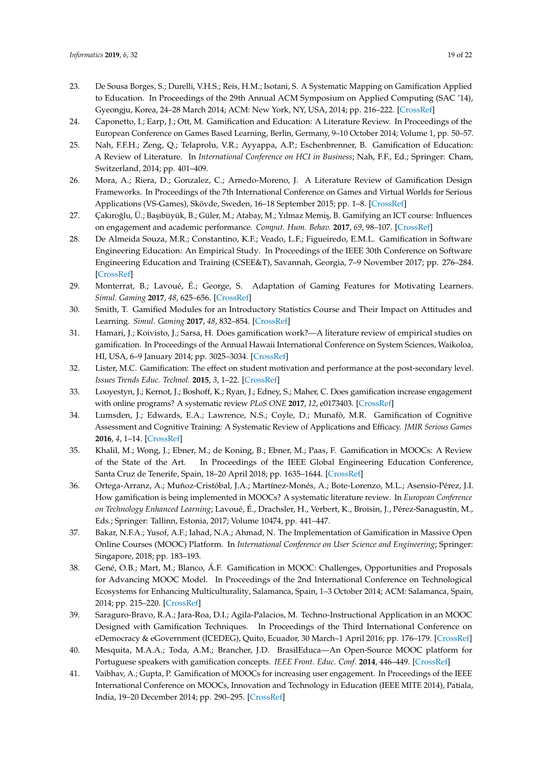23. De Sousa Borges, S.; Durelli, V.H.S.; Reis, H.M.; Isotani, S. A Systematic Mapping on Gamification Applied to Education. In Proceedings of the 29th Annual ACM Symposium on Applied Computing (SAC '14), Gyeongju, Korea, 24–28 March 2014; ACM: New York, NY, USA, 2014; pp. 216–222. [CrossRef]
24. Caponetto, I.; Earp, J.; Ott, M. Gamification and Education: A Literature Review. In Proceedings of the European Conference on Games Based Learning, Berlin, Germany, 9–10 October 2014; Volume 1, pp. 50–57.
25. Nah, F.F.H.; Zeng, Q.; Telaprolu, V.R.; Ayyappa, A.P.; Eschenbrenner, B. Gamification of Education: A Review of Literature. In *International Conference on HCI in Business*; Nah, F.F., Ed.; Springer: Cham, Switzerland, 2014; pp. 401–409.
26. Mora, A.; Riera, D.; Gonzalez, C.; Arnedo-Moreno, J. A Literature Review of Gamification Design Frameworks. In Proceedings of the 7th International Conference on Games and Virtual Worlds for Serious Applications (VS-Games), Skövde, Sweden, 16–18 September 2015; pp. 1–8. [CrossRef]
27. Çakıroğlu, Ü.; Başıbüyük, B.; Güler, M.; Atabay, M.; Yılmaz Memiş, B. Gamifying an ICT course: Influences on engagement and academic performance. *Comput. Hum. Behav.* **2017**, *69*, 98–107. [CrossRef]
28. De Almeida Souza, M.R.; Constantino, K.F.; Veado, L.F.; Figueiredo, E.M.L. Gamification in Software Engineering Education: An Empirical Study. In Proceedings of the IEEE 30th Conference on Software Engineering Education and Training (CSEE&T), Savannah, Georgia, 7–9 November 2017; pp. 276–284. [CrossRef]
29. Monterrat, B.; Lavoué, É.; George, S. Adaptation of Gaming Features for Motivating Learners. *Simul. Gaming* **2017**, *48*, 625–656. [CrossRef]
30. Smith, T. Gamified Modules for an Introductory Statistics Course and Their Impact on Attitudes and Learning. *Simul. Gaming* **2017**, *48*, 832–854. [CrossRef]
31. Hamari, J.; Koivisto, J.; Sarsa, H. Does gamification work?—A literature review of empirical studies on gamification. In Proceedings of the Annual Hawaii International Conference on System Sciences, Waikoloa, HI, USA, 6–9 January 2014; pp. 3025–3034. [CrossRef]
32. Lister, M.C. Gamification: The effect on student motivation and performance at the post-secondary level. *Issues Trends Educ. Technol.* **2015**, *3*, 1–22. [CrossRef]
33. Looyestyn, J.; Kernot, J.; Boshoff, K.; Ryan, J.; Edney, S.; Maher, C. Does gamification increase engagement with online programs? A systematic review *PLoS ONE* **2017**, *12*, e0173403. [CrossRef]
34. Lumsden, J.; Edwards, E.A.; Lawrence, N.S.; Coyle, D.; Munafò, M.R. Gamification of Cognitive Assessment and Cognitive Training: A Systematic Review of Applications and Efficacy. *JMIR Serious Games* **2016**, *4*, 1–14. [CrossRef]
35. Khalil, M.; Wong, J.; Ebner, M.; de Koning, B.; Ebner, M.; Paas, F. Gamification in MOOCs: A Review of the State of the Art. In Proceedings of the IEEE Global Engineering Education Conference, Santa Cruz de Tenerife, Spain, 18–20 April 2018; pp. 1635–1644. [CrossRef]
36. Ortega-Arranz, A.; Muñoz-Cristóbal, J.A.; Martínez-Monés, A.; Bote-Lorenzo, M.L.; Asensio-Pérez, J.I. How gamification is being implemented in MOOCs? A systematic literature review. In *European Conference on Technology Enhanced Learning*; Lavoué, É., Drachsler, H., Verbert, K., Broisin, J., Pérez-Sanagustín, M., Eds.; Springer: Tallinn, Estonia, 2017; Volume 10474, pp. 441–447.
37. Bakar, N.F.A.; Yusof, A.F.; Iahad, N.A.; Ahmad, N. The Implementation of Gamification in Massive Open Online Courses (MOOC) Platform. In *International Conference on User Science and Engineering*; Springer: Singapore, 2018; pp. 183–193.
38. Gené, O.B.; Mart, M.; Blanco, Á.F. Gamification in MOOC: Challenges, Opportunities and Proposals for Advancing MOOC Model. In Proceedings of the 2nd International Conference on Technological Ecosystems for Enhancing Multiculturality, Salamanca, Spain, 1–3 October 2014; ACM: Salamanca, Spain, 2014; pp. 215–220. [CrossRef]
39. Saraguro-Bravo, R.A.; Jara-Roa, D.I.; Agila-Palacios, M. Techno-Instructional Application in an MOOC Designed with Gamification Techniques. In Proceedings of the Third International Conference on eDemocracy & eGovernment (ICEDEG), Quito, Ecuador, 30 March–1 April 2016; pp. 176–179. [CrossRef]
40. Mesquita, M.A.A.; Toda, A.M.; Brancher, J.D. BrasilEduca—An Open-Source MOOC platform for Portuguese speakers with gamification concepts. *IEEE Front. Educ. Conf.* **2014**, 446–449. [CrossRef]
41. Vaibhav, A.; Gupta, P. Gamification of MOOCs for increasing user engagement. In Proceedings of the IEEE International Conference on MOOCs, Innovation and Technology in Education (IEEE MITE 2014), Patiala, India, 19–20 December 2014; pp. 290–295. [CrossRef]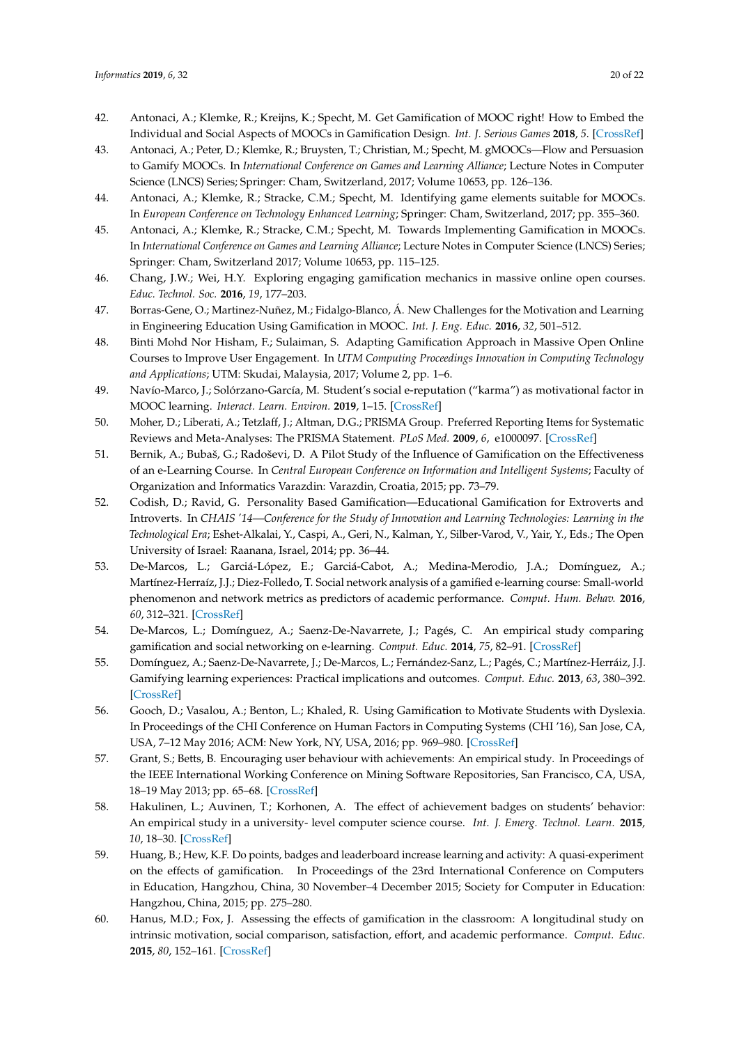42. Antonaci, A.; Klemke, R.; Kreijns, K.; Specht, M. Get Gamification of MOOC right! How to Embed the Individual and Social Aspects of MOOCs in Gamification Design. *Int. J. Serious Games* **2018**, *5*. [CrossRef]
43. Antonaci, A.; Peter, D.; Klemke, R.; Bruysten, T.; Christian, M.; Specht, M. gMOOCs—Flow and Persuasion to Gamify MOOCs. In *International Conference on Games and Learning Alliance*; Lecture Notes in Computer Science (LNCS) Series; Springer: Cham, Switzerland, 2017; Volume 10653, pp. 126–136.
44. Antonaci, A.; Klemke, R.; Stracke, C.M.; Specht, M. Identifying game elements suitable for MOOCs. In *European Conference on Technology Enhanced Learning*; Springer: Cham, Switzerland, 2017; pp. 355–360.
45. Antonaci, A.; Klemke, R.; Stracke, C.M.; Specht, M. Towards Implementing Gamification in MOOCs. In *International Conference on Games and Learning Alliance*; Lecture Notes in Computer Science (LNCS) Series; Springer: Cham, Switzerland 2017; Volume 10653, pp. 115–125.
46. Chang, J.W.; Wei, H.Y. Exploring engaging gamification mechanics in massive online open courses. *Educ. Technol. Soc.* **2016**, *19*, 177–203.
47. Borras-Gene, O.; Martinez-Nuñez, M.; Fidalgo-Blanco, Á. New Challenges for the Motivation and Learning in Engineering Education Using Gamification in MOOC. *Int. J. Eng. Educ.* **2016**, *32*, 501–512.
48. Binti Mohd Nor Hisham, F.; Sulaiman, S. Adapting Gamification Approach in Massive Open Online Courses to Improve User Engagement. In *UTM Computing Proceedings Innovation in Computing Technology and Applications*; UTM: Skudai, Malaysia, 2017; Volume 2, pp. 1–6.
49. Navío-Marco, J.; Solórzano-García, M. Student's social e-reputation ("karma") as motivational factor in MOOC learning. *Interact. Learn. Environ.* **2019**, 1–15. [CrossRef]
50. Moher, D.; Liberati, A.; Tetzlaff, J.; Altman, D.G.; PRISMA Group. Preferred Reporting Items for Systematic Reviews and Meta-Analyses: The PRISMA Statement. *PLoS Med.* **2009**, *6*, e1000097. [CrossRef]
51. Bernik, A.; Bubaš, G.; Radoševi, D. A Pilot Study of the Influence of Gamification on the Effectiveness of an e-Learning Course. In *Central European Conference on Information and Intelligent Systems*; Faculty of Organization and Informatics Varazdin: Varazdin, Croatia, 2015; pp. 73–79.
52. Codish, D.; Ravid, G. Personality Based Gamification—Educational Gamification for Extroverts and Introverts. In *CHAIS '14—Conference for the Study of Innovation and Learning Technologies: Learning in the Technological Era*; Eshet-Alkalai, Y., Caspi, A., Geri, N., Kalman, Y., Silber-Varod, V., Yair, Y., Eds.; The Open University of Israel: Raanana, Israel, 2014; pp. 36–44.
53. De-Marcos, L.; Garciá-López, E.; Garciá-Cabot, A.; Medina-Merodio, J.A.; Domínguez, A.; Martínez-Herraíz, J.J.; Diez-Folledo, T. Social network analysis of a gamified e-learning course: Small-world phenomenon and network metrics as predictors of academic performance. *Comput. Hum. Behav.* **2016**, *60*, 312–321. [CrossRef]
54. De-Marcos, L.; Domínguez, A.; Saenz-De-Navarrete, J.; Pagés, C. An empirical study comparing gamification and social networking on e-learning. *Comput. Educ.* **2014**, *75*, 82–91. [CrossRef]
55. Domínguez, A.; Saenz-De-Navarrete, J.; De-Marcos, L.; Fernández-Sanz, L.; Pagés, C.; Martínez-Herráiz, J.J. Gamifying learning experiences: Practical implications and outcomes. *Comput. Educ.* **2013**, *63*, 380–392. [CrossRef]
56. Gooch, D.; Vasalou, A.; Benton, L.; Khaled, R. Using Gamification to Motivate Students with Dyslexia. In Proceedings of the CHI Conference on Human Factors in Computing Systems (CHI '16), San Jose, CA, USA, 7–12 May 2016; ACM: New York, NY, USA, 2016; pp. 969–980. [CrossRef]
57. Grant, S.; Betts, B. Encouraging user behaviour with achievements: An empirical study. In Proceedings of the IEEE International Working Conference on Mining Software Repositories, San Francisco, CA, USA, 18–19 May 2013; pp. 65–68. [CrossRef]
58. Hakulinen, L.; Auvinen, T.; Korhonen, A. The effect of achievement badges on students' behavior: An empirical study in a university- level computer science course. *Int. J. Emerg. Technol. Learn.* **2015**, *10*, 18–30. [CrossRef]
59. Huang, B.; Hew, K.F. Do points, badges and leaderboard increase learning and activity: A quasi-experiment on the effects of gamification. In Proceedings of the 23rd International Conference on Computers in Education, Hangzhou, China, 30 November–4 December 2015; Society for Computer in Education: Hangzhou, China, 2015; pp. 275–280.
60. Hanus, M.D.; Fox, J. Assessing the effects of gamification in the classroom: A longitudinal study on intrinsic motivation, social comparison, satisfaction, effort, and academic performance. *Comput. Educ.* **2015**, *80*, 152–161. [CrossRef]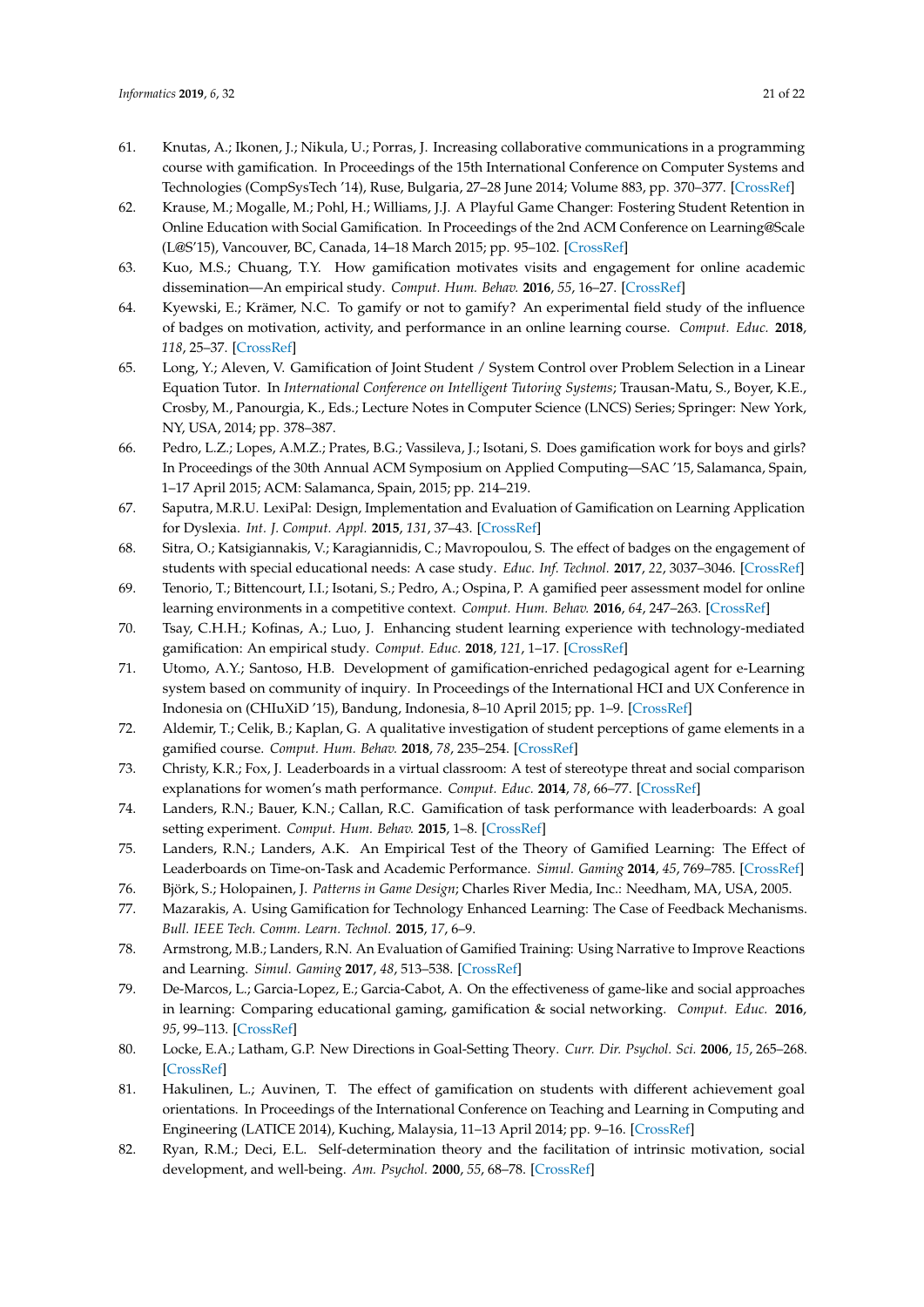61. Knutas, A.; Ikonen, J.; Nikula, U.; Porras, J. Increasing collaborative communications in a programming course with gamification. In Proceedings of the 15th International Conference on Computer Systems and Technologies (CompSysTech '14), Ruse, Bulgaria, 27–28 June 2014; Volume 883, pp. 370–377. [CrossRef]
62. Krause, M.; Mogalle, M.; Pohl, H.; Williams, J.J. A Playful Game Changer: Fostering Student Retention in Online Education with Social Gamification. In Proceedings of the 2nd ACM Conference on Learning@Scale (L@S'15), Vancouver, BC, Canada, 14–18 March 2015; pp. 95–102. [CrossRef]
63. Kuo, M.S.; Chuang, T.Y. How gamification motivates visits and engagement for online academic dissemination—An empirical study. *Comput. Hum. Behav.* **2016**, *55*, 16–27. [CrossRef]
64. Kyewski, E.; Krämer, N.C. To gamify or not to gamify? An experimental field study of the influence of badges on motivation, activity, and performance in an online learning course. *Comput. Educ.* **2018**, *118*, 25–37. [CrossRef]
65. Long, Y.; Aleven, V. Gamification of Joint Student / System Control over Problem Selection in a Linear Equation Tutor. In *International Conference on Intelligent Tutoring Systems*; Trausan-Matu, S., Boyer, K.E., Crosby, M., Panourgia, K., Eds.; Lecture Notes in Computer Science (LNCS) Series; Springer: New York, NY, USA, 2014; pp. 378–387.
66. Pedro, L.Z.; Lopes, A.M.Z.; Prates, B.G.; Vassileva, J.; Isotani, S. Does gamification work for boys and girls? In Proceedings of the 30th Annual ACM Symposium on Applied Computing—SAC '15, Salamanca, Spain, 1–17 April 2015; ACM: Salamanca, Spain, 2015; pp. 214–219.
67. Saputra, M.R.U. LexiPal: Design, Implementation and Evaluation of Gamification on Learning Application for Dyslexia. *Int. J. Comput. Appl.* **2015**, *131*, 37–43. [CrossRef]
68. Sitra, O.; Katsigiannakis, V.; Karagiannidis, C.; Mavropoulou, S. The effect of badges on the engagement of students with special educational needs: A case study. *Educ. Inf. Technol.* **2017**, *22*, 3037–3046. [CrossRef]
69. Tenorio, T.; Bittencourt, I.I.; Isotani, S.; Pedro, A.; Ospina, P. A gamified peer assessment model for online learning environments in a competitive context. *Comput. Hum. Behav.* **2016**, *64*, 247–263. [CrossRef]
70. Tsay, C.H.H.; Kofinas, A.; Luo, J. Enhancing student learning experience with technology-mediated gamification: An empirical study. *Comput. Educ.* **2018**, *121*, 1–17. [CrossRef]
71. Utomo, A.Y.; Santoso, H.B. Development of gamification-enriched pedagogical agent for e-Learning system based on community of inquiry. In Proceedings of the International HCI and UX Conference in Indonesia on (CHIuXiD '15), Bandung, Indonesia, 8–10 April 2015; pp. 1–9. [CrossRef]
72. Aldemir, T.; Celik, B.; Kaplan, G. A qualitative investigation of student perceptions of game elements in a gamified course. *Comput. Hum. Behav.* **2018**, *78*, 235–254. [CrossRef]
73. Christy, K.R.; Fox, J. Leaderboards in a virtual classroom: A test of stereotype threat and social comparison explanations for women's math performance. *Comput. Educ.* **2014**, *78*, 66–77. [CrossRef]
74. Landers, R.N.; Bauer, K.N.; Callan, R.C. Gamification of task performance with leaderboards: A goal setting experiment. *Comput. Hum. Behav.* **2015**, 1–8. [CrossRef]
75. Landers, R.N.; Landers, A.K. An Empirical Test of the Theory of Gamified Learning: The Effect of Leaderboards on Time-on-Task and Academic Performance. *Simul. Gaming* **2014**, *45*, 769–785. [CrossRef]
76. Björk, S.; Holopainen, J. *Patterns in Game Design*; Charles River Media, Inc.: Needham, MA, USA, 2005.
77. Mazarakis, A. Using Gamification for Technology Enhanced Learning: The Case of Feedback Mechanisms. *Bull. IEEE Tech. Comm. Learn. Technol.* **2015**, *17*, 6–9.
78. Armstrong, M.B.; Landers, R.N. An Evaluation of Gamified Training: Using Narrative to Improve Reactions and Learning. *Simul. Gaming* **2017**, *48*, 513–538. [CrossRef]
79. De-Marcos, L.; Garcia-Lopez, E.; Garcia-Cabot, A. On the effectiveness of game-like and social approaches in learning: Comparing educational gaming, gamification & social networking. *Comput. Educ.* **2016**, *95*, 99–113. [CrossRef]
80. Locke, E.A.; Latham, G.P. New Directions in Goal-Setting Theory. *Curr. Dir. Psychol. Sci.* **2006**, *15*, 265–268. [CrossRef]
81. Hakulinen, L.; Auvinen, T. The effect of gamification on students with different achievement goal orientations. In Proceedings of the International Conference on Teaching and Learning in Computing and Engineering (LATICE 2014), Kuching, Malaysia, 11–13 April 2014; pp. 9–16. [CrossRef]
82. Ryan, R.M.; Deci, E.L. Self-determination theory and the facilitation of intrinsic motivation, social development, and well-being. *Am. Psychol.* **2000**, *55*, 68–78. [CrossRef]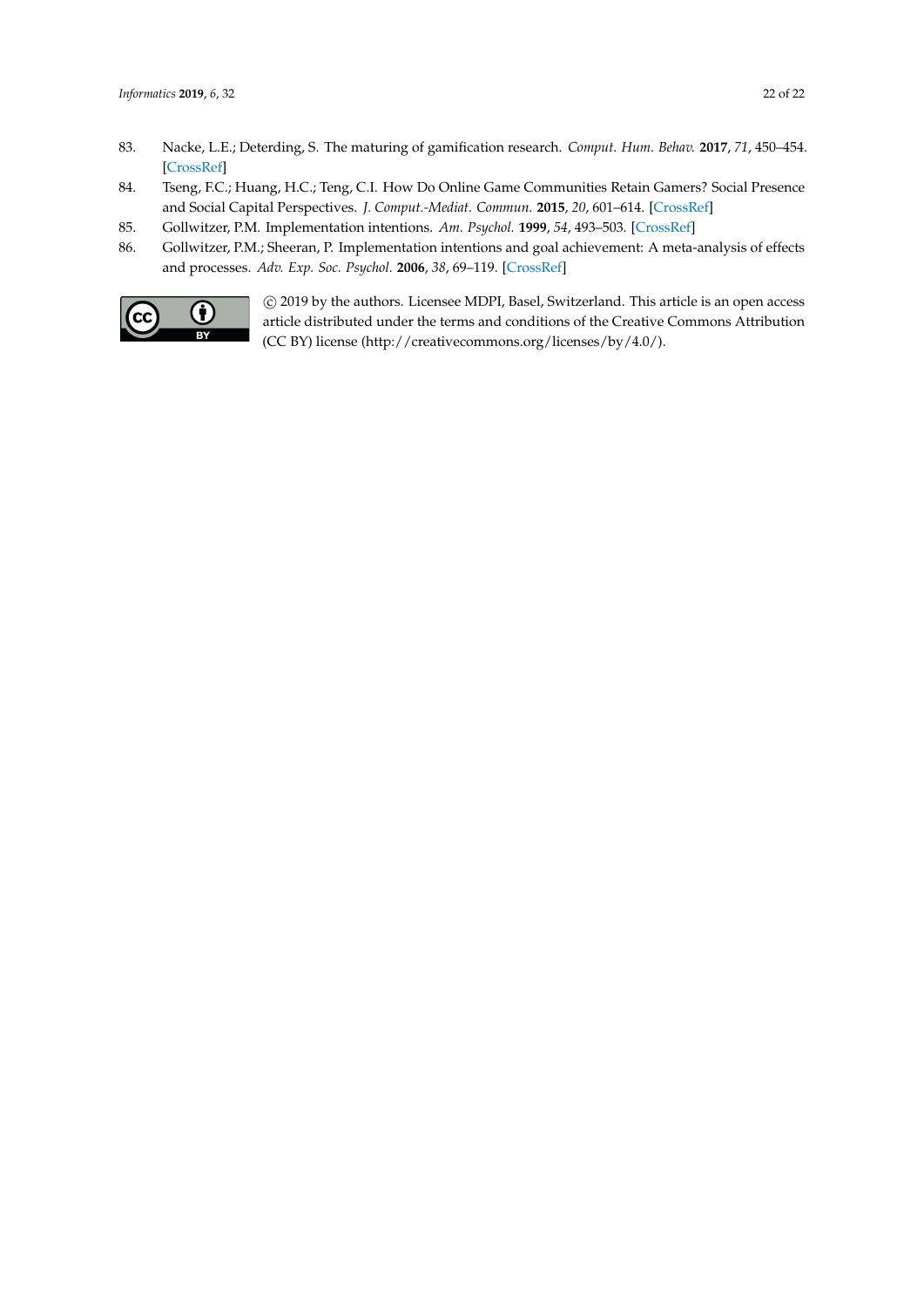83. Nacke, L.E.; Deterding, S. The maturing of gamification research. *Comput. Hum. Behav.* **2017**, *71*, 450–454. [CrossRef]
84. Tseng, F.C.; Huang, H.C.; Teng, C.I. How Do Online Game Communities Retain Gamers? Social Presence and Social Capital Perspectives. *J. Comput.-Mediat. Commun.* **2015**, *20*, 601–614. [CrossRef]
85. Gollwitzer, P.M. Implementation intentions. *Am. Psychol.* **1999**, *54*, 493–503. [CrossRef]
86. Gollwitzer, P.M.; Sheeran, P. Implementation intentions and goal achievement: A meta-analysis of effects and processes. *Adv. Exp. Soc. Psychol.* **2006**, *38*, 69–119. [CrossRef]

© 2019 by the authors. Licensee MDPI, Basel, Switzerland. This article is an open access article distributed under the terms and conditions of the Creative Commons Attribution (CC BY) license (http://creativecommons.org/licenses/by/4.0/).